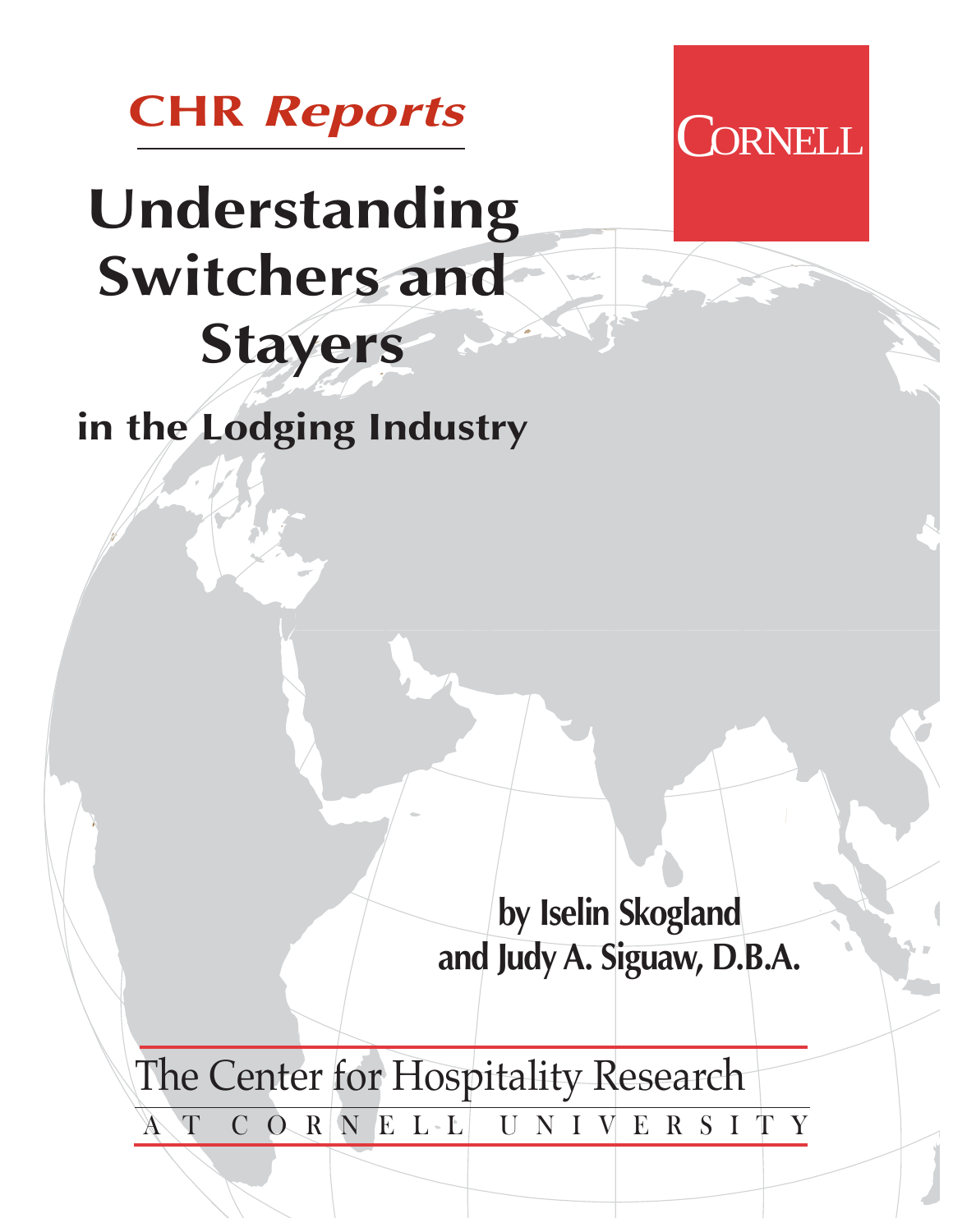CHR *Reports*

CORNELL

# Understanding Switchers and Stayers

## in the Lodging Industry

**by Iselin Skogland and Judy A. Siguaw, D.B.A.**

The Center for Hospitality Research

AT CORNELL UNIVERSITY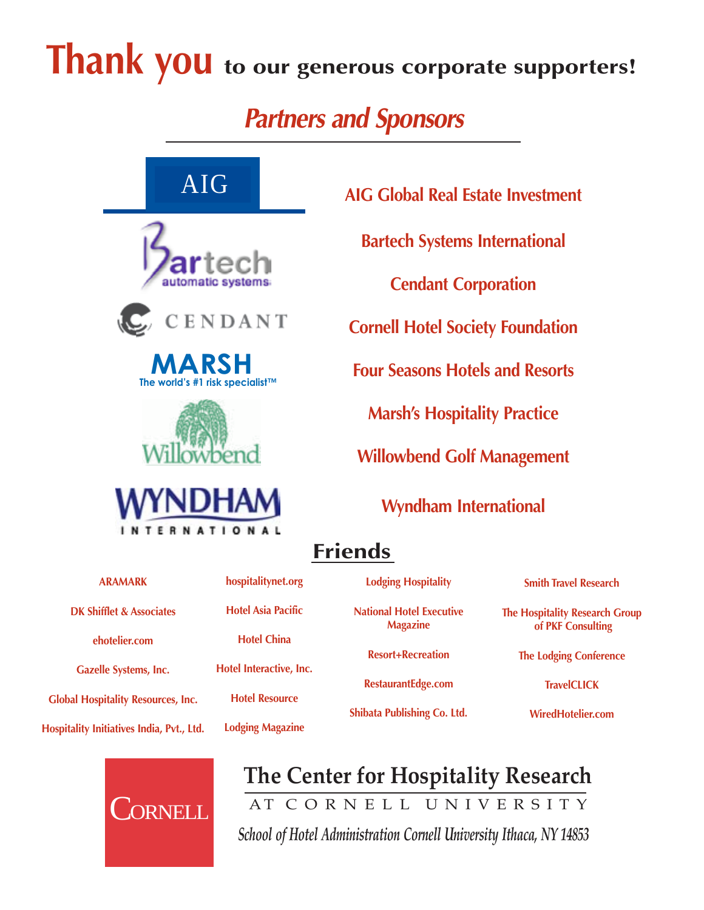# Thank you to our generous corporate supporters!

## *Partners and Sponsors*

AIG Global Real Estate Investment

Bartech Systems International

Cendant Corporation

Cornell Hotel Society Foundation

Four Seasons Hotels and Resorts

Marsh's Hospitality Practice

Willowbend Golf Management

Wyndham International

## Friends

ARAMARK

DK Shifflet & Associates

ehotelier.com

Gazelle Systems, Inc.

Global Hospitality Resources, Inc.

Hospitality Initiatives India, Pvt., Ltd.

hospitalitynet.org

Hotel Asia Pacific

Hotel China

Hotel Interactive, Inc.

Hotel Resource

Lodging Magazine

Lodging Hospitality

National Hotel Executive Magazine

Resort+Recreation

RestaurantEdge.com

Shibata Publishing Co. Ltd.

Smith Travel Research

The Hospitality Research Group of PKF Consulting

The Lodging Conference

TravelCLICK

WiredHotelier.com

CORNELL

**The Center for Hospitality Research**
AT CORNELL UNIVERSITY

*School of Hotel Administration Cornell University Ithaca, NY 14853*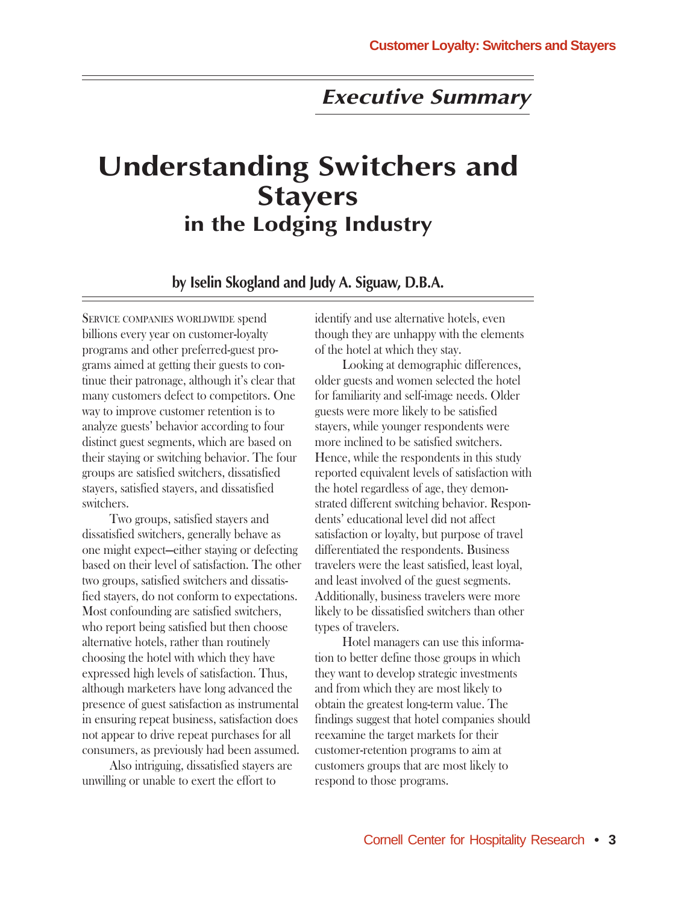## Executive Summary

# Understanding Switchers and Stayers in the Lodging Industry

**by Iselin Skogland and Judy A. Siguaw, D.B.A.**

Service companies worldwide spend billions every year on customer-loyalty programs and other preferred-guest programs aimed at getting their guests to continue their patronage, although it's clear that many customers defect to competitors. One way to improve customer retention is to analyze guests' behavior according to four distinct guest segments, which are based on their staying or switching behavior. The four groups are satisfied switchers, dissatisfied stayers, satisfied stayers, and dissatisfied switchers.

Two groups, satisfied stayers and dissatisfied switchers, generally behave as one might expect—either staying or defecting based on their level of satisfaction. The other two groups, satisfied switchers and dissatisfied stayers, do not conform to expectations. Most confounding are satisfied switchers, who report being satisfied but then choose alternative hotels, rather than routinely choosing the hotel with which they have expressed high levels of satisfaction. Thus, although marketers have long advanced the presence of guest satisfaction as instrumental in ensuring repeat business, satisfaction does not appear to drive repeat purchases for all consumers, as previously had been assumed.

Also intriguing, dissatisfied stayers are unwilling or unable to exert the effort to identify and use alternative hotels, even though they are unhappy with the elements of the hotel at which they stay.

Looking at demographic differences, older guests and women selected the hotel for familiarity and self-image needs. Older guests were more likely to be satisfied stayers, while younger respondents were more inclined to be satisfied switchers. Hence, while the respondents in this study reported equivalent levels of satisfaction with the hotel regardless of age, they demonstrated different switching behavior. Respondents' educational level did not affect satisfaction or loyalty, but purpose of travel differentiated the respondents. Business travelers were the least satisfied, least loyal, and least involved of the guest segments. Additionally, business travelers were more likely to be dissatisfied switchers than other types of travelers.

Hotel managers can use this information to better define those groups in which they want to develop strategic investments and from which they are most likely to obtain the greatest long-term value. The findings suggest that hotel companies should reexamine the target markets for their customer-retention programs to aim at customers groups that are most likely to respond to those programs.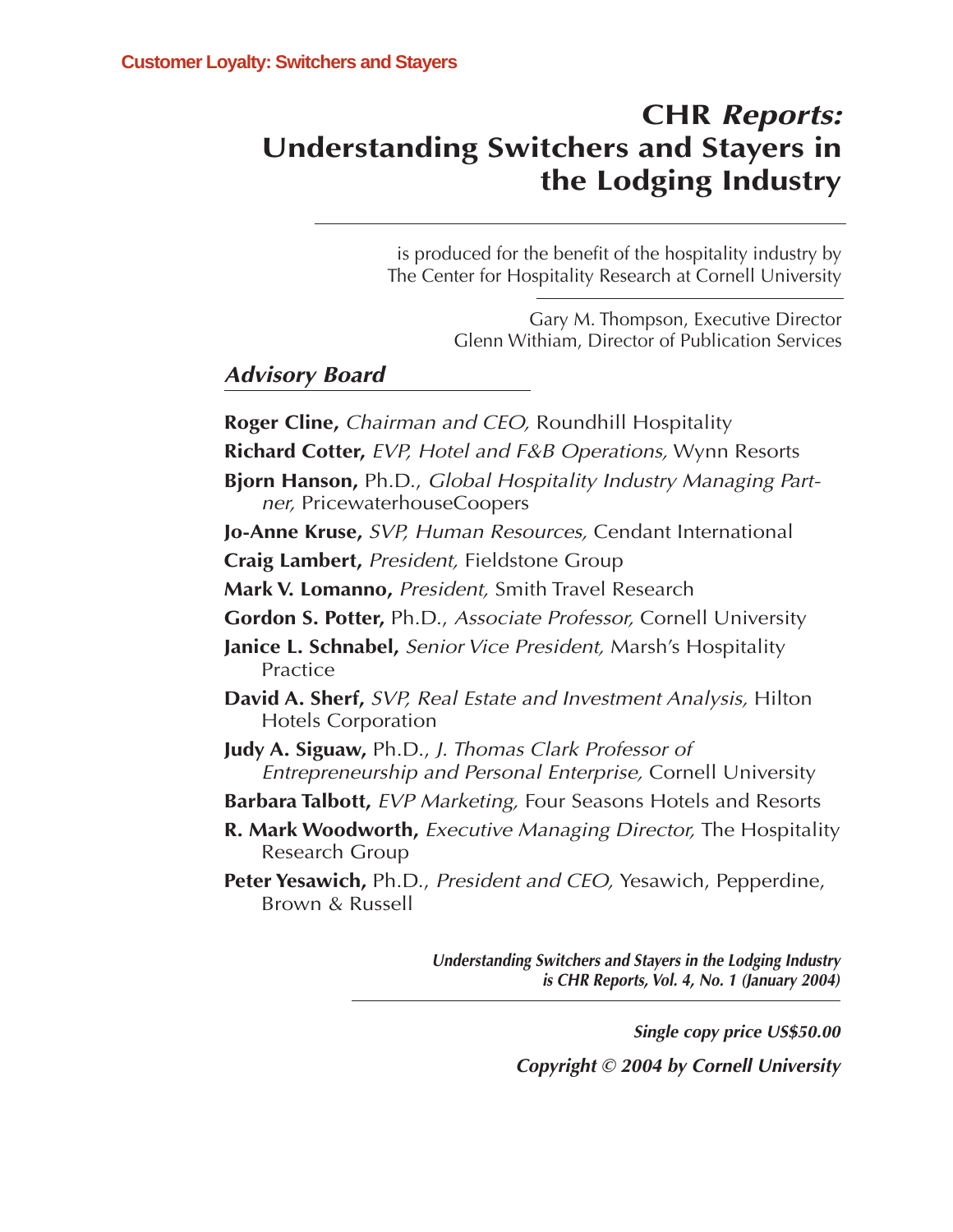# CHR *Reports:* Understanding Switchers and Stayers in the Lodging Industry

is produced for the benefit of the hospitality industry by The Center for Hospitality Research at Cornell University

Gary M. Thompson, Executive Director
Glenn Withiam, Director of Publication Services

## *Advisory Board*

**Roger Cline,** *Chairman and CEO,* Roundhill Hospitality

**Richard Cotter,** *EVP, Hotel and F&B Operations,* Wynn Resorts

**Bjorn Hanson,** Ph.D., *Global Hospitality Industry Managing Partner,* PricewaterhouseCoopers

**Jo-Anne Kruse,** *SVP, Human Resources,* Cendant International

**Craig Lambert,** *President,* Fieldstone Group

**Mark V. Lomanno,** *President,* Smith Travel Research

**Gordon S. Potter,** Ph.D., *Associate Professor,* Cornell University

**Janice L. Schnabel,** *Senior Vice President,* Marsh's Hospitality Practice

**David A. Sherf,** *SVP, Real Estate and Investment Analysis,* Hilton Hotels Corporation

**Judy A. Siguaw,** Ph.D., *J. Thomas Clark Professor of Entrepreneurship and Personal Enterprise,* Cornell University

**Barbara Talbott,** *EVP Marketing,* Four Seasons Hotels and Resorts

**R. Mark Woodworth,** *Executive Managing Director,* The Hospitality Research Group

**Peter Yesawich,** Ph.D., *President and CEO,* Yesawich, Pepperdine, Brown & Russell

***Understanding Switchers and Stayers in the Lodging Industry* is CHR Reports, Vol. 4, No. 1 (January 2004)**

***Single copy price US$50.00***

***Copyright © 2004 by Cornell University***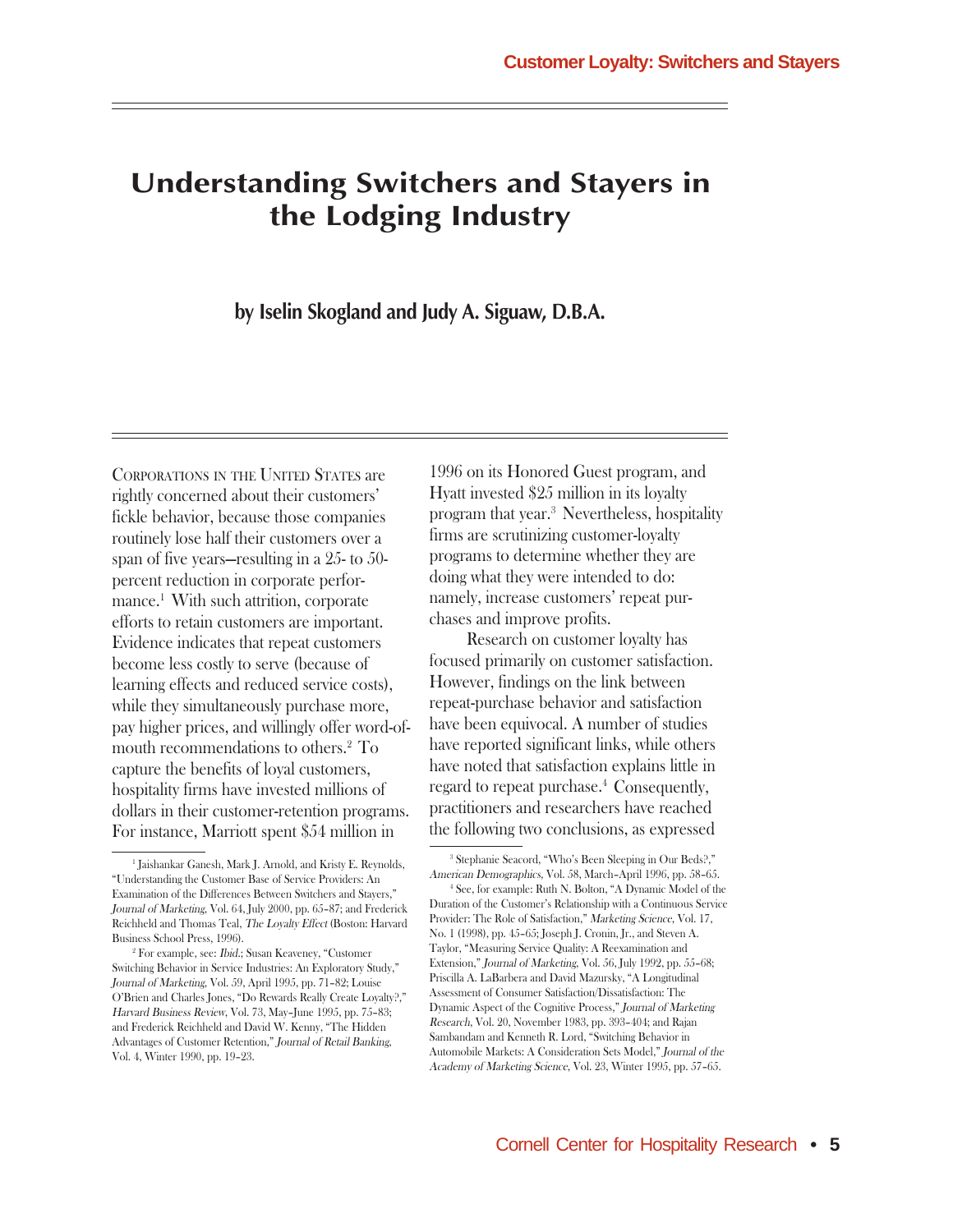# Understanding Switchers and Stayers in the Lodging Industry

**by Iselin Skogland and Judy A. Siguaw, D.B.A.**

Corporations in the United States are rightly concerned about their customers' fickle behavior, because those companies routinely lose half their customers over a span of five years—resulting in a 25- to 50-percent reduction in corporate performance.[1] With such attrition, corporate efforts to retain customers are important. Evidence indicates that repeat customers become less costly to serve (because of learning effects and reduced service costs), while they simultaneously purchase more, pay higher prices, and willingly offer word-of-mouth recommendations to others.[2] To capture the benefits of loyal customers, hospitality firms have invested millions of dollars in their customer-retention programs. For instance, Marriott spent $54 million in 1996 on its Honored Guest program, and Hyatt invested $25 million in its loyalty program that year.[3] Nevertheless, hospitality firms are scrutinizing customer-loyalty programs to determine whether they are doing what they were intended to do: namely, increase customers' repeat purchases and improve profits.

Research on customer loyalty has focused primarily on customer satisfaction. However, findings on the link between repeat-purchase behavior and satisfaction have been equivocal. A number of studies have reported significant links, while others have noted that satisfaction explains little in regard to repeat purchase.[4] Consequently, practitioners and researchers have reached the following two conclusions, as expressed

[1] Jaishankar Ganesh, Mark J. Arnold, and Kristy E. Reynolds, "Understanding the Customer Base of Service Providers: An Examination of the Differences Between Switchers and Stayers," *Journal of Marketing*, Vol. 64, July 2000, pp. 65–87; and Frederick Reichheld and Thomas Teal, *The Loyalty Effect* (Boston: Harvard Business School Press, 1996).

[2] For example, see: *Ibid*.; Susan Keaveney, "Customer Switching Behavior in Service Industries: An Exploratory Study," *Journal of Marketing*, Vol. 59, April 1995, pp. 71–82; Louise O'Brien and Charles Jones, "Do Rewards Really Create Loyalty?," *Harvard Business Review*, Vol. 73, May–June 1995, pp. 75–83; and Frederick Reichheld and David W. Kenny, "The Hidden Advantages of Customer Retention," *Journal of Retail Banking*, Vol. 4, Winter 1990, pp. 19–23.

[3] Stephanie Seacord, "Who's Been Sleeping in Our Beds?," *American Demographics*, Vol. 58, March–April 1996, pp. 58–65.

[4] See, for example: Ruth N. Bolton, "A Dynamic Model of the Duration of the Customer's Relationship with a Continuous Service Provider: The Role of Satisfaction," *Marketing Science*, Vol. 17, No. 1 (1998), pp. 45–65; Joseph J. Cronin, Jr., and Steven A. Taylor, "Measuring Service Quality: A Reexamination and Extension," *Journal of Marketing*, Vol. 56, July 1992, pp. 55–68; Priscilla A. LaBarbera and David Mazursky, "A Longitudinal Assessment of Consumer Satisfaction/Dissatisfaction: The Dynamic Aspect of the Cognitive Process," *Journal of Marketing Research*, Vol. 20, November 1983, pp. 393–404; and Rajan Sambandam and Kenneth R. Lord, "Switching Behavior in Automobile Markets: A Consideration Sets Model," *Journal of the Academy of Marketing Science*, Vol. 23, Winter 1995, pp. 57–65.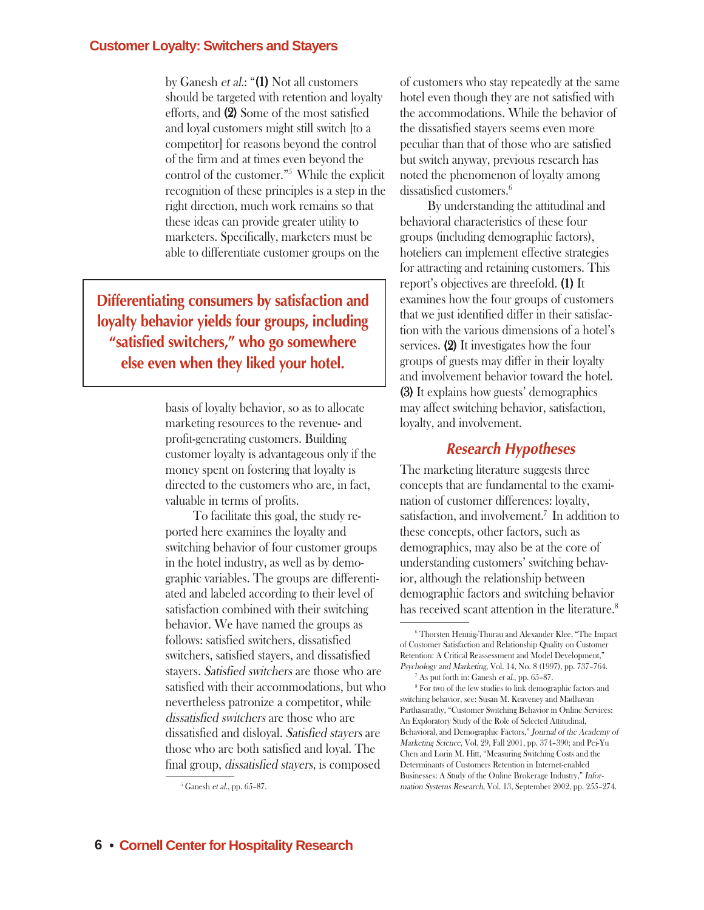by Ganesh *et al.*: "**(1)** Not all customers should be targeted with retention and loyalty efforts, and **(2)** Some of the most satisfied and loyal customers might still switch [to a competitor] for reasons beyond the control of the firm and at times even beyond the control of the customer."[5] While the explicit recognition of these principles is a step in the right direction, much work remains so that these ideas can provide greater utility to marketers. Specifically, marketers must be able to differentiate customer groups on the basis of loyalty behavior, so as to allocate marketing resources to the revenue- and profit-generating customers. Building customer loyalty is advantageous only if the money spent on fostering that loyalty is directed to the customers who are, in fact, valuable in terms of profits.

> **Differentiating consumers by satisfaction and loyalty behavior yields four groups, including "satisfied switchers," who go somewhere else even when they liked your hotel.**

To facilitate this goal, the study reported here examines the loyalty and switching behavior of four customer groups in the hotel industry, as well as by demographic variables. The groups are differentiated and labeled according to their level of satisfaction combined with their switching behavior. We have named the groups as follows: satisfied switchers, dissatisfied switchers, satisfied stayers, and dissatisfied stayers. *Satisfied switchers* are those who are satisfied with their accommodations, but who nevertheless patronize a competitor, while *dissatisfied switchers* are those who are dissatisfied and disloyal. *Satisfied stayers* are those who are both satisfied and loyal. The final group, *dissatisfied stayers*, is composed of customers who stay repeatedly at the same hotel even though they are not satisfied with the accommodations. While the behavior of the dissatisfied stayers seems even more peculiar than that of those who are satisfied but switch anyway, previous research has noted the phenomenon of loyalty among dissatisfied customers.[6]

By understanding the attitudinal and behavioral characteristics of these four groups (including demographic factors), hoteliers can implement effective strategies for attracting and retaining customers. This report's objectives are threefold. **(1)** It examines how the four groups of customers that we just identified differ in their satisfaction with the various dimensions of a hotel's services. **(2)** It investigates how the four groups of guests may differ in their loyalty and involvement behavior toward the hotel. **(3)** It explains how guests' demographics may affect switching behavior, satisfaction, loyalty, and involvement.

## *Research Hypotheses*

The marketing literature suggests three concepts that are fundamental to the examination of customer differences: loyalty, satisfaction, and involvement.[7] In addition to these concepts, other factors, such as demographics, may also be at the core of understanding customers' switching behavior, although the relationship between demographic factors and switching behavior has received scant attention in the literature.[8]

---

[5] Ganesh *et al.*, pp. 65–87.

[6] Thorsten Hennig-Thurau and Alexander Klee, "The Impact of Customer Satisfaction and Relationship Quality on Customer Retention: A Critical Reassessment and Model Development," *Psychology and Marketing*, Vol. 14, No. 8 (1997), pp. 737–764.

[7] As put forth in: Ganesh *et al.*, pp. 65–87.

[8] For two of the few studies to link demographic factors and switching behavior, see: Susan M. Keaveney and Madhavan Parthasarathy, "Customer Switching Behavior in Online Services: An Exploratory Study of the Role of Selected Attitudinal, Behavioral, and Demographic Factors," *Journal of the Academy of Marketing Science*, Vol. 29, Fall 2001, pp. 374–390; and Pei-Yu Chen and Lorin M. Hitt, "Measuring Switching Costs and the Determinants of Customers Retention in Internet-enabled Businesses: A Study of the Online Brokerage Industry," *Information Systems Research*, Vol. 13, September 2002, pp. 255–274.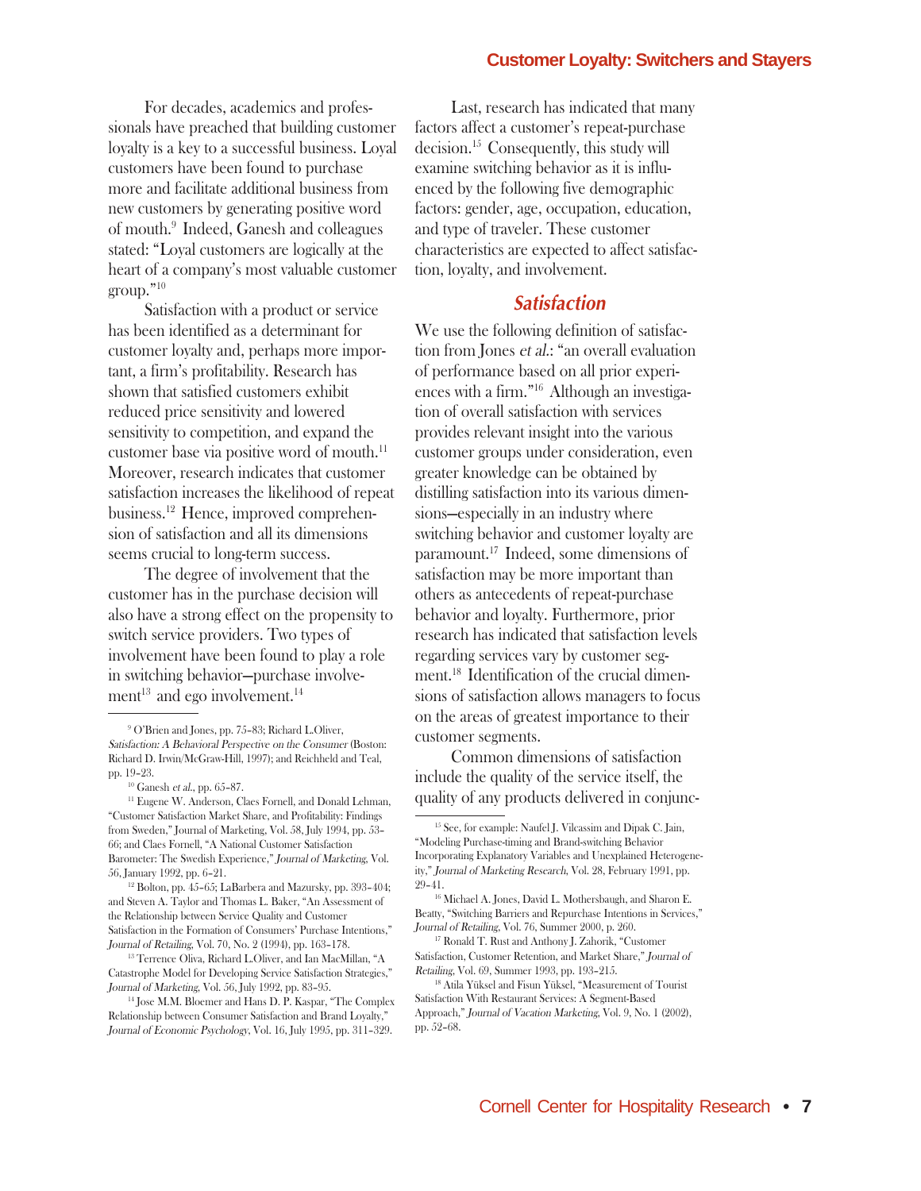For decades, academics and professionals have preached that building customer loyalty is a key to a successful business. Loyal customers have been found to purchase more and facilitate additional business from new customers by generating positive word of mouth.[9] Indeed, Ganesh and colleagues stated: "Loyal customers are logically at the heart of a company's most valuable customer group."[10]

Satisfaction with a product or service has been identified as a determinant for customer loyalty and, perhaps more important, a firm's profitability. Research has shown that satisfied customers exhibit reduced price sensitivity and lowered sensitivity to competition, and expand the customer base via positive word of mouth.[11] Moreover, research indicates that customer satisfaction increases the likelihood of repeat business.[12] Hence, improved comprehension of satisfaction and all its dimensions seems crucial to long-term success.

The degree of involvement that the customer has in the purchase decision will also have a strong effect on the propensity to switch service providers. Two types of involvement have been found to play a role in switching behavior—purchase involvement[13] and ego involvement.[14]

Last, research has indicated that many factors affect a customer's repeat-purchase decision.[15] Consequently, this study will examine switching behavior as it is influenced by the following five demographic factors: gender, age, occupation, education, and type of traveler. These customer characteristics are expected to affect satisfaction, loyalty, and involvement.

## Satisfaction

We use the following definition of satisfaction from Jones *et al.*: "an overall evaluation of performance based on all prior experiences with a firm."[16] Although an investigation of overall satisfaction with services provides relevant insight into the various customer groups under consideration, even greater knowledge can be obtained by distilling satisfaction into its various dimensions—especially in an industry where switching behavior and customer loyalty are paramount.[17] Indeed, some dimensions of satisfaction may be more important than others as antecedents of repeat-purchase behavior and loyalty. Furthermore, prior research has indicated that satisfaction levels regarding services vary by customer segment.[18] Identification of the crucial dimensions of satisfaction allows managers to focus on the areas of greatest importance to their customer segments.

Common dimensions of satisfaction include the quality of the service itself, the quality of any products delivered in conjunc-

---

[9] O'Brien and Jones, pp. 75–83; Richard L.Oliver, *Satisfaction: A Behavioral Perspective on the Consumer* (Boston: Richard D. Irwin/McGraw-Hill, 1997); and Reichheld and Teal, pp. 19–23.

[10] Ganesh *et al.*, pp. 65–87.

[11] Eugene W. Anderson, Claes Fornell, and Donald Lehman, "Customer Satisfaction Market Share, and Profitability: Findings from Sweden," Journal of Marketing, Vol. 58, July 1994, pp. 53–66; and Claes Fornell, "A National Customer Satisfaction Barometer: The Swedish Experience," *Journal of Marketing*, Vol. 56, January 1992, pp. 6–21.

[12] Bolton, pp. 45–65; LaBarbera and Mazursky, pp. 393–404; and Steven A. Taylor and Thomas L. Baker, "An Assessment of the Relationship between Service Quality and Customer Satisfaction in the Formation of Consumers' Purchase Intentions," *Journal of Retailing*, Vol. 70, No. 2 (1994), pp. 163–178.

[13] Terrence Oliva, Richard L.Oliver, and Ian MacMillan, "A Catastrophe Model for Developing Service Satisfaction Strategies," *Journal of Marketing*, Vol. 56, July 1992, pp. 83–95.

[14] Jose M.M. Bloemer and Hans D. P. Kaspar, "The Complex Relationship between Consumer Satisfaction and Brand Loyalty," *Journal of Economic Psychology*, Vol. 16, July 1995, pp. 311–329.

[15] See, for example: Naufel J. Vilcassim and Dipak C. Jain, "Modeling Purchase-timing and Brand-switching Behavior Incorporating Explanatory Variables and Unexplained Heterogeneity," *Journal of Marketing Research*, Vol. 28, February 1991, pp. 29–41.

[16] Michael A. Jones, David L. Mothersbaugh, and Sharon E. Beatty, "Switching Barriers and Repurchase Intentions in Services," *Journal of Retailing*, Vol. 76, Summer 2000, p. 260.

[17] Ronald T. Rust and Anthony J. Zahorik, "Customer Satisfaction, Customer Retention, and Market Share," *Journal of Retailing*, Vol. 69, Summer 1993, pp. 193–215.

[18] Atila Yüksel and Fisun Yüksel, "Measurement of Tourist Satisfaction With Restaurant Services: A Segment-Based Approach," *Journal of Vacation Marketing*, Vol. 9, No. 1 (2002), pp. 52–68.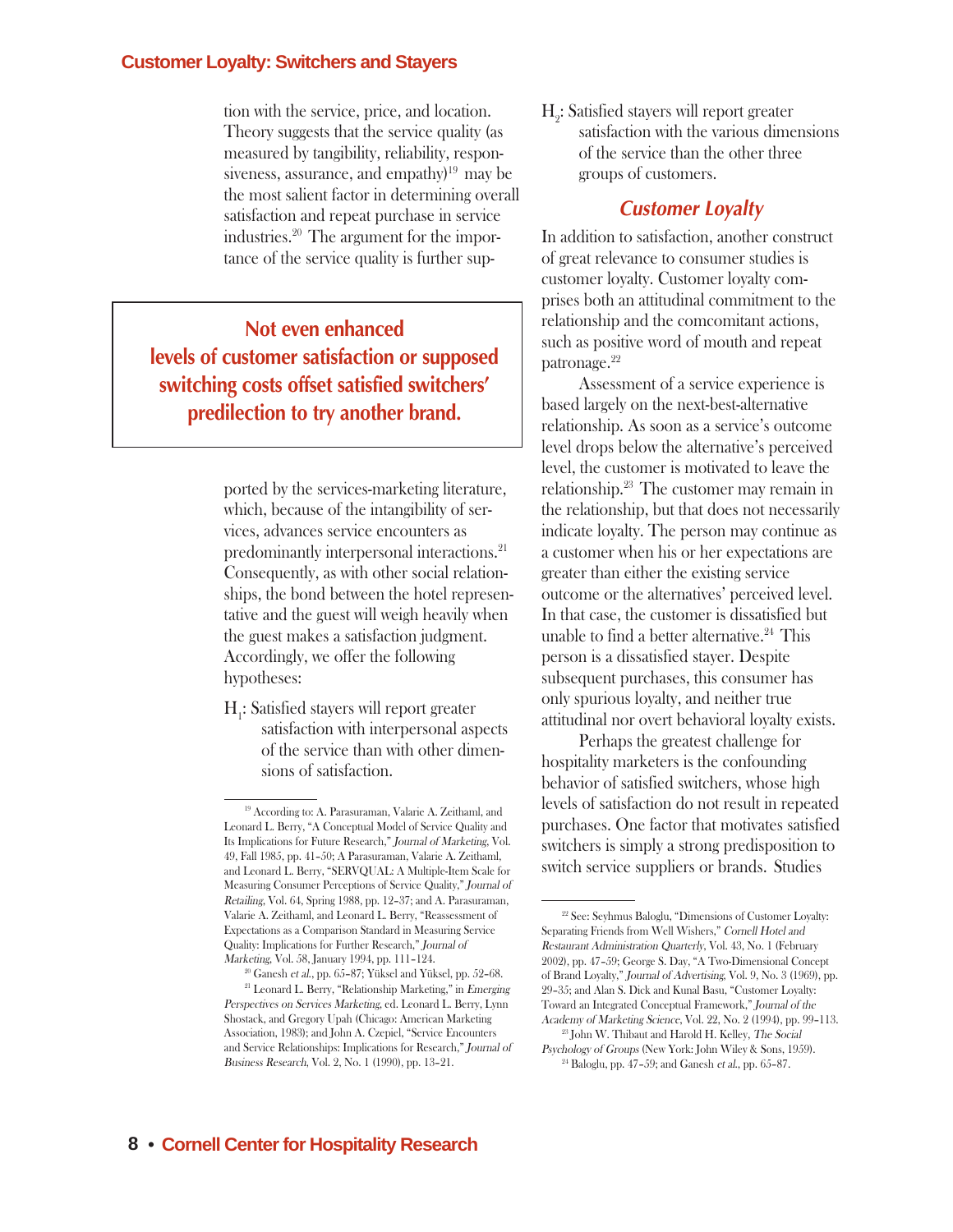tion with the service, price, and location. Theory suggests that the service quality (as measured by tangibility, reliability, responsiveness, assurance, and empathy)[19] may be the most salient factor in determining overall satisfaction and repeat purchase in service industries.[20] The argument for the importance of the service quality is further supported by the services-marketing literature, which, because of the intangibility of services, advances service encounters as predominantly interpersonal interactions.[21] Consequently, as with other social relationships, the bond between the hotel representative and the guest will weigh heavily when the guest makes a satisfaction judgment. Accordingly, we offer the following hypotheses:

**Not even enhanced levels of customer satisfaction or supposed switching costs offset satisfied switchers' predilection to try another brand.**

$H_1$: Satisfied stayers will report greater satisfaction with interpersonal aspects of the service than with other dimensions of satisfaction.

$H_2$: Satisfied stayers will report greater satisfaction with the various dimensions of the service than the other three groups of customers.

## Customer Loyalty

In addition to satisfaction, another construct of great relevance to consumer studies is customer loyalty. Customer loyalty comprises both an attitudinal commitment to the relationship and the comcomitant actions, such as positive word of mouth and repeat patronage.[22]

Assessment of a service experience is based largely on the next-best-alternative relationship. As soon as a service's outcome level drops below the alternative's perceived level, the customer is motivated to leave the relationship.[23] The customer may remain in the relationship, but that does not necessarily indicate loyalty. The person may continue as a customer when his or her expectations are greater than either the existing service outcome or the alternatives' perceived level. In that case, the customer is dissatisfied but unable to find a better alternative.[24] This person is a dissatisfied stayer. Despite subsequent purchases, this consumer has only spurious loyalty, and neither true attitudinal nor overt behavioral loyalty exists.

Perhaps the greatest challenge for hospitality marketers is the confounding behavior of satisfied switchers, whose high levels of satisfaction do not result in repeated purchases. One factor that motivates satisfied switchers is simply a strong predisposition to switch service suppliers or brands. Studies

---

[19] According to: A. Parasuraman, Valarie A. Zeithaml, and Leonard L. Berry, "A Conceptual Model of Service Quality and Its Implications for Future Research," *Journal of Marketing*, Vol. 49, Fall 1985, pp. 41–50; A Parasuraman, Valarie A. Zeithaml, and Leonard L. Berry, "SERVQUAL: A Multiple-Item Scale for Measuring Consumer Perceptions of Service Quality," *Journal of Retailing*, Vol. 64, Spring 1988, pp. 12–37; and A. Parasuraman, Valarie A. Zeithaml, and Leonard L. Berry, "Reassessment of Expectations as a Comparison Standard in Measuring Service Quality: Implications for Further Research," *Journal of Marketing*, Vol. 58, January 1994, pp. 111–124.

[20] Ganesh *et al.*, pp. 65–87; Yüksel and Yüksel, pp. 52–68.

[21] Leonard L. Berry, "Relationship Marketing," in *Emerging Perspectives on Services Marketing*, ed. Leonard L. Berry, Lynn Shostack, and Gregory Upah (Chicago: American Marketing Association, 1983); and John A. Czepiel, "Service Encounters and Service Relationships: Implications for Research," *Journal of Business Research*, Vol. 2, No. 1 (1990), pp. 13–21.

[22] See: Seyhmus Baloglu, "Dimensions of Customer Loyalty: Separating Friends from Well Wishers," *Cornell Hotel and Restaurant Administration Quarterly*, Vol. 43, No. 1 (February 2002), pp. 47–59; George S. Day, "A Two-Dimensional Concept of Brand Loyalty," *Journal of Advertising*, Vol. 9, No. 3 (1969), pp. 29–35; and Alan S. Dick and Kunal Basu, "Customer Loyalty: Toward an Integrated Conceptual Framework," *Journal of the Academy of Marketing Science*, Vol. 22, No. 2 (1994), pp. 99–113.

[23] John W. Thibaut and Harold H. Kelley, *The Social Psychology of Groups* (New York: John Wiley & Sons, 1959).

[24] Baloglu, pp. 47–59; and Ganesh *et al.*, pp. 65–87.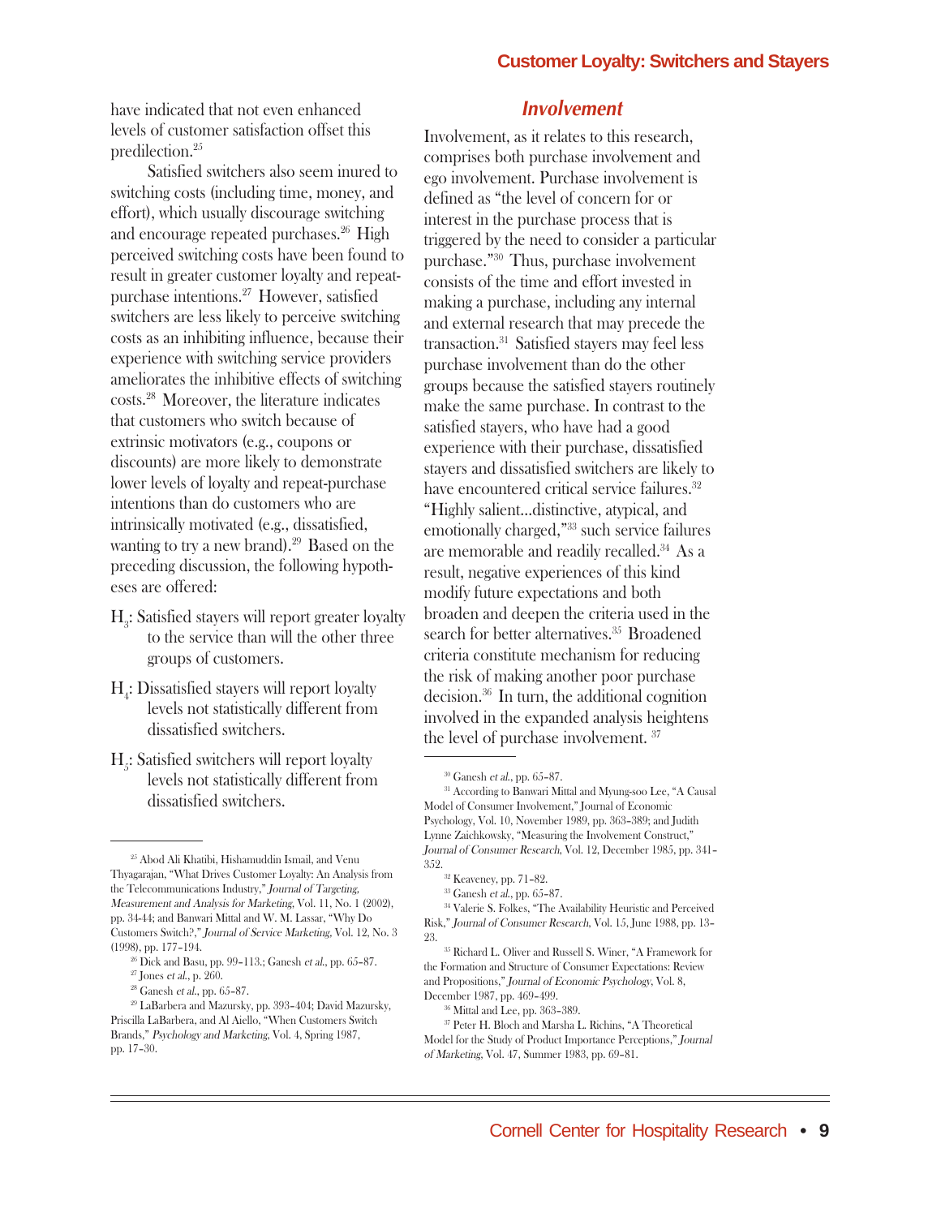have indicated that not even enhanced levels of customer satisfaction offset this predilection.[25]

Satisfied switchers also seem inured to switching costs (including time, money, and effort), which usually discourage switching and encourage repeated purchases.[26] High perceived switching costs have been found to result in greater customer loyalty and repeat-purchase intentions.[27] However, satisfied switchers are less likely to perceive switching costs as an inhibiting influence, because their experience with switching service providers ameliorates the inhibitive effects of switching costs.[28] Moreover, the literature indicates that customers who switch because of extrinsic motivators (e.g., coupons or discounts) are more likely to demonstrate lower levels of loyalty and repeat-purchase intentions than do customers who are intrinsically motivated (e.g., dissatisfied, wanting to try a new brand).[29] Based on the preceding discussion, the following hypotheses are offered:

$H_3$: Satisfied stayers will report greater loyalty to the service than will the other three groups of customers.

$H_4$: Dissatisfied stayers will report loyalty levels not statistically different from dissatisfied switchers.

$H_5$: Satisfied switchers will report loyalty levels not statistically different from dissatisfied switchers.

## *Involvement*

Involvement, as it relates to this research, comprises both purchase involvement and ego involvement. Purchase involvement is defined as "the level of concern for or interest in the purchase process that is triggered by the need to consider a particular purchase."[30] Thus, purchase involvement consists of the time and effort invested in making a purchase, including any internal and external research that may precede the transaction.[31] Satisfied stayers may feel less purchase involvement than do the other groups because the satisfied stayers routinely make the same purchase. In contrast to the satisfied stayers, who have had a good experience with their purchase, dissatisfied stayers and dissatisfied switchers are likely to have encountered critical service failures.[32] "Highly salient…distinctive, atypical, and emotionally charged,"[33] such service failures are memorable and readily recalled.[34] As a result, negative experiences of this kind modify future expectations and both broaden and deepen the criteria used in the search for better alternatives.[35] Broadened criteria constitute mechanism for reducing the risk of making another poor purchase decision.[36] In turn, the additional cognition involved in the expanded analysis heightens the level of purchase involvement.[37]

---

[25] Abod Ali Khatibi, Hishamuddin Ismail, and Venu Thyagarajan, "What Drives Customer Loyalty: An Analysis from the Telecommunications Industry," *Journal of Targeting, Measurement and Analysis for Marketing*, Vol. 11, No. 1 (2002), pp. 34-44; and Banwari Mittal and W. M. Lassar, "Why Do Customers Switch?," *Journal of Service Marketing*, Vol. 12, No. 3 (1998), pp. 177–194.

[26] Dick and Basu, pp. 99–113.; Ganesh *et al.*, pp. 65–87.

[27] Jones *et al.*, p. 260.

[28] Ganesh *et al.*, pp. 65–87.

[29] LaBarbera and Mazursky, pp. 393–404; David Mazursky, Priscilla LaBarbera, and Al Aiello, "When Customers Switch Brands," *Psychology and Marketing*, Vol. 4, Spring 1987, pp. 17–30.

[30] Ganesh *et al.*, pp. 65–87.

[31] According to Banwari Mittal and Myung-soo Lee, "A Causal Model of Consumer Involvement," Journal of Economic Psychology, Vol. 10, November 1989, pp. 363–389; and Judith Lynne Zaichkowsky, "Measuring the Involvement Construct," *Journal of Consumer Research*, Vol. 12, December 1985, pp. 341–352.

[32] Keaveney, pp. 71–82.

[33] Ganesh *et al.*, pp. 65–87.

[34] Valerie S. Folkes, "The Availability Heuristic and Perceived Risk," *Journal of Consumer Research*, Vol. 15, June 1988, pp. 13–23.

[35] Richard L. Oliver and Russell S. Winer, "A Framework for the Formation and Structure of Consumer Expectations: Review and Propositions," *Journal of Economic Psychology*, Vol. 8, December 1987, pp. 469–499.

[36] Mittal and Lee, pp. 363–389.

[37] Peter H. Bloch and Marsha L. Richins, "A Theoretical Model for the Study of Product Importance Perceptions," *Journal of Marketing*, Vol. 47, Summer 1983, pp. 69–81.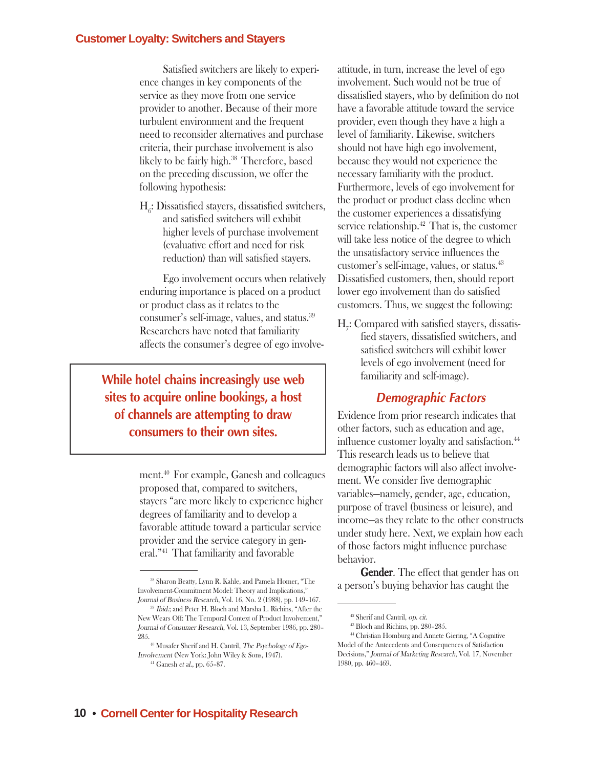Satisfied switchers are likely to experience changes in key components of the service as they move from one service provider to another. Because of their more turbulent environment and the frequent need to reconsider alternatives and purchase criteria, their purchase involvement is also likely to be fairly high.[38] Therefore, based on the preceding discussion, we offer the following hypothesis:

$H_6$: Dissatisfied stayers, dissatisfied switchers, and satisfied switchers will exhibit higher levels of purchase involvement (evaluative effort and need for risk reduction) than will satisfied stayers.

Ego involvement occurs when relatively enduring importance is placed on a product or product class as it relates to the consumer's self-image, values, and status.[39] Researchers have noted that familiarity affects the consumer's degree of ego involvement.[40] For example, Ganesh and colleagues proposed that, compared to switchers, stayers "are more likely to experience higher degrees of familiarity and to develop a favorable attitude toward a particular service provider and the service category in general."[41] That familiarity and favorable attitude, in turn, increase the level of ego involvement. Such would not be true of dissatisfied stayers, who by definition do not have a favorable attitude toward the service provider, even though they have a high a level of familiarity. Likewise, switchers should not have high ego involvement, because they would not experience the necessary familiarity with the product. Furthermore, levels of ego involvement for the product or product class decline when the customer experiences a dissatisfying service relationship.[42] That is, the customer will take less notice of the degree to which the unsatisfactory service influences the customer's self-image, values, or status.[43] Dissatisfied customers, then, should report lower ego involvement than do satisfied customers. Thus, we suggest the following:

$H_7$: Compared with satisfied stayers, dissatisfied stayers, dissatisfied switchers, and satisfied switchers will exhibit lower levels of ego involvement (need for familiarity and self-image).

> **While hotel chains increasingly use web sites to acquire online bookings, a host of channels are attempting to draw consumers to their own sites.**

### *Demographic Factors*

Evidence from prior research indicates that other factors, such as education and age, influence customer loyalty and satisfaction.[44] This research leads us to believe that demographic factors will also affect involvement. We consider five demographic variables—namely, gender, age, education, purpose of travel (business or leisure), and income—as they relate to the other constructs under study here. Next, we explain how each of those factors might influence purchase behavior.

**Gender**. The effect that gender has on a person's buying behavior has caught the

---

[38] Sharon Beatty, Lynn R. Kahle, and Pamela Homer, "The Involvement-Commitment Model: Theory and Implications," *Journal of Business Research*, Vol. 16, No. 2 (1988), pp. 149–167.

[39] *Ibid.*; and Peter H. Bloch and Marsha L. Richins, "After the New Wears Off: The Temporal Context of Product Involvement," *Journal of Consumer Research*, Vol. 13, September 1986, pp. 280–285.

[40] Musafer Sherif and H. Cantril, *The Psychology of Ego-Involvement* (New York: John Wiley & Sons, 1947).

[41] Ganesh *et al.*, pp. 65–87.

[42] Sherif and Cantril, *op. cit.*

[43] Bloch and Richins, pp. 280–285.

[44] Christian Homburg and Annete Giering, "A Cognitive Model of the Antecedents and Consequences of Satisfaction Decisions," *Journal of Marketing Research*, Vol. 17, November 1980, pp. 460–469.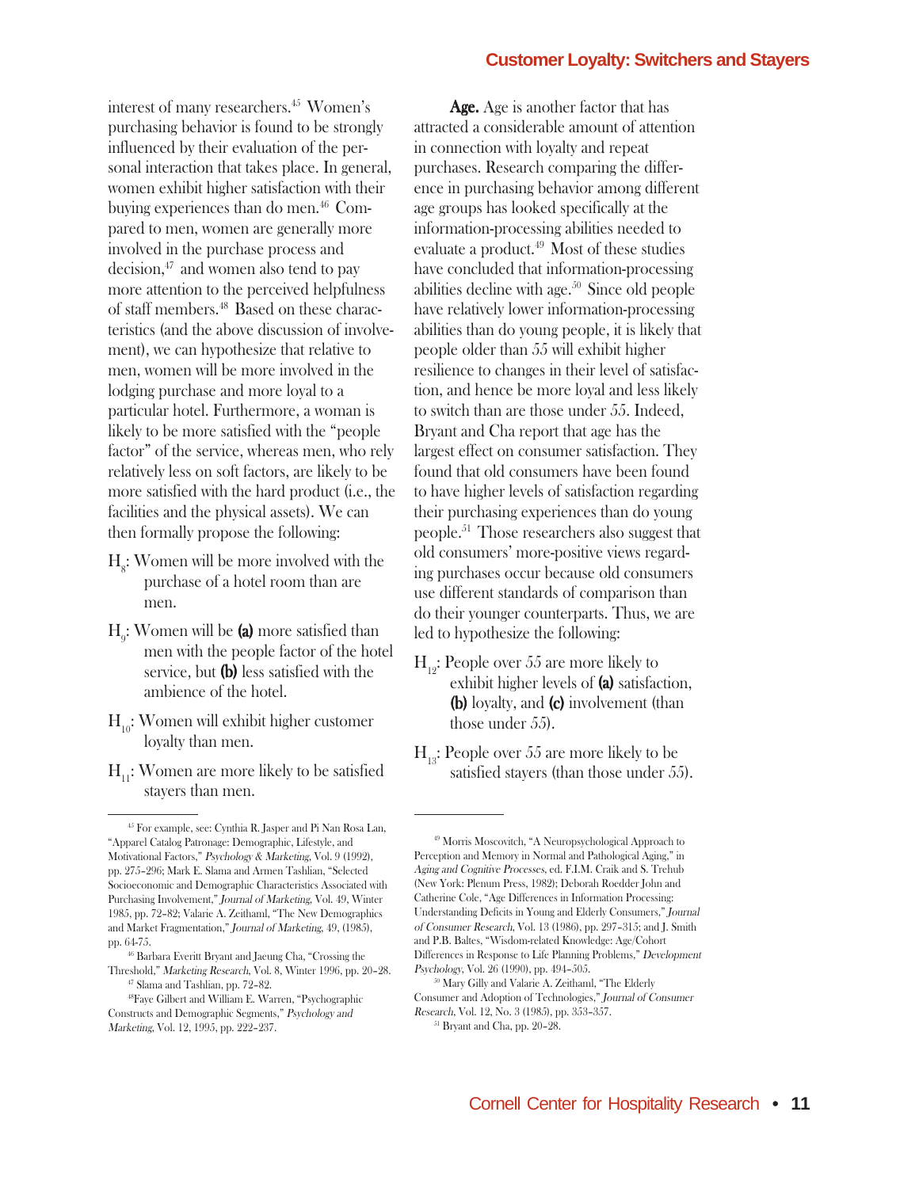interest of many researchers.[45] Women's purchasing behavior is found to be strongly influenced by their evaluation of the personal interaction that takes place. In general, women exhibit higher satisfaction with their buying experiences than do men.[46] Compared to men, women are generally more involved in the purchase process and decision,[47] and women also tend to pay more attention to the perceived helpfulness of staff members.[48] Based on these characteristics (and the above discussion of involvement), we can hypothesize that relative to men, women will be more involved in the lodging purchase and more loyal to a particular hotel. Furthermore, a woman is likely to be more satisfied with the "people factor" of the service, whereas men, who rely relatively less on soft factors, are likely to be more satisfied with the hard product (i.e., the facilities and the physical assets). We can then formally propose the following:

$H_8$: Women will be more involved with the purchase of a hotel room than are men.

$H_9$: Women will be **(a)** more satisfied than men with the people factor of the hotel service, but **(b)** less satisfied with the ambience of the hotel.

$H_{10}$: Women will exhibit higher customer loyalty than men.

$H_{11}$: Women are more likely to be satisfied stayers than men.

**Age.** Age is another factor that has attracted a considerable amount of attention in connection with loyalty and repeat purchases. Research comparing the difference in purchasing behavior among different age groups has looked specifically at the information-processing abilities needed to evaluate a product.[49] Most of these studies have concluded that information-processing abilities decline with age.[50] Since old people have relatively lower information-processing abilities than do young people, it is likely that people older than 55 will exhibit higher resilience to changes in their level of satisfaction, and hence be more loyal and less likely to switch than are those under 55. Indeed, Bryant and Cha report that age has the largest effect on consumer satisfaction. They found that old consumers have been found to have higher levels of satisfaction regarding their purchasing experiences than do young people.[51] Those researchers also suggest that old consumers' more-positive views regarding purchases occur because old consumers use different standards of comparison than do their younger counterparts. Thus, we are led to hypothesize the following:

$H_{12}$: People over 55 are more likely to exhibit higher levels of **(a)** satisfaction, **(b)** loyalty, and **(c)** involvement (than those under 55).

$H_{13}$: People over 55 are more likely to be satisfied stayers (than those under 55).

---

[45] For example, see: Cynthia R. Jasper and Pi Nan Rosa Lan, "Apparel Catalog Patronage: Demographic, Lifestyle, and Motivational Factors," *Psychology & Marketing*, Vol. 9 (1992), pp. 275–296; Mark E. Slama and Armen Tashlian, "Selected Socioeconomic and Demographic Characteristics Associated with Purchasing Involvement," *Journal of Marketing*, Vol. 49, Winter 1985, pp. 72–82; Valarie A. Zeithaml, "The New Demographics and Market Fragmentation," *Journal of Marketing*, 49, (1985), pp. 64-75.

[46] Barbara Everitt Bryant and Jaeung Cha, "Crossing the Threshold," *Marketing Research*, Vol. 8, Winter 1996, pp. 20–28.

[47] Slama and Tashlian, pp. 72–82.

[48] Faye Gilbert and William E. Warren, "Psychographic Constructs and Demographic Segments," *Psychology and Marketing*, Vol. 12, 1995, pp. 222–237.

[49] Morris Moscovitch, "A Neuropsychological Approach to Perception and Memory in Normal and Pathological Aging," in *Aging and Cognitive Processes*, ed. F.I.M. Craik and S. Trehub (New York: Plenum Press, 1982); Deborah Roedder John and Catherine Cole, "Age Differences in Information Processing: Understanding Deficits in Young and Elderly Consumers," *Journal of Consumer Research*, Vol. 13 (1986), pp. 297–315; and J. Smith and P.B. Baltes, "Wisdom-related Knowledge: Age/Cohort Differences in Response to Life Planning Problems," *Development Psychology*, Vol. 26 (1990), pp. 494–505.

[50] Mary Gilly and Valarie A. Zeithaml, "The Elderly Consumer and Adoption of Technologies," *Journal of Consumer Research*, Vol. 12, No. 3 (1985), pp. 353–357.

[51] Bryant and Cha, pp. 20–28.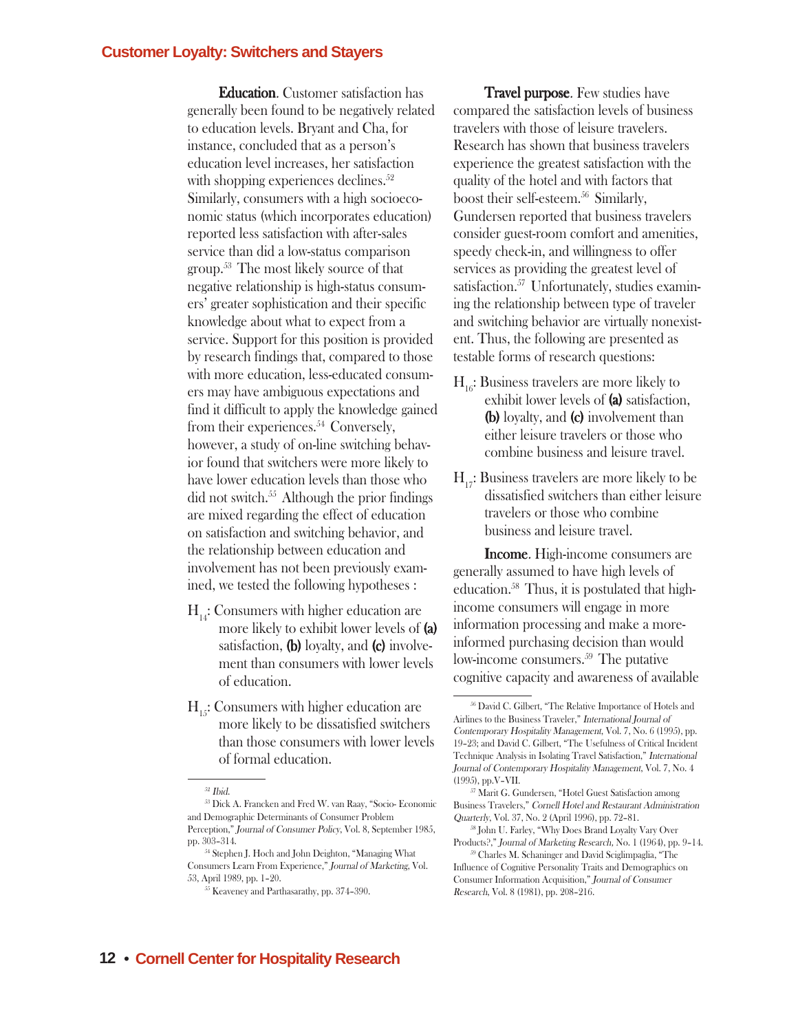**Education**. Customer satisfaction has generally been found to be negatively related to education levels. Bryant and Cha, for instance, concluded that as a person's education level increases, her satisfaction with shopping experiences declines.[52] Similarly, consumers with a high socioeconomic status (which incorporates education) reported less satisfaction with after-sales service than did a low-status comparison group.[53] The most likely source of that negative relationship is high-status consumers' greater sophistication and their specific knowledge about what to expect from a service. Support for this position is provided by research findings that, compared to those with more education, less-educated consumers may have ambiguous expectations and find it difficult to apply the knowledge gained from their experiences.[54] Conversely, however, a study of on-line switching behavior found that switchers were more likely to have lower education levels than those who did not switch.[55] Although the prior findings are mixed regarding the effect of education on satisfaction and switching behavior, and the relationship between education and involvement has not been previously examined, we tested the following hypotheses :

$H_{14}$: Consumers with higher education are more likely to exhibit lower levels of **(a)** satisfaction, **(b)** loyalty, and **(c)** involvement than consumers with lower levels of education.

$H_{15}$: Consumers with higher education are more likely to be dissatisfied switchers than those consumers with lower levels of formal education.

**Travel purpose**. Few studies have compared the satisfaction levels of business travelers with those of leisure travelers. Research has shown that business travelers experience the greatest satisfaction with the quality of the hotel and with factors that boost their self-esteem.[56] Similarly, Gundersen reported that business travelers consider guest-room comfort and amenities, speedy check-in, and willingness to offer services as providing the greatest level of satisfaction.[57] Unfortunately, studies examining the relationship between type of traveler and switching behavior are virtually nonexistent. Thus, the following are presented as testable forms of research questions:

$H_{16}$: Business travelers are more likely to exhibit lower levels of **(a)** satisfaction, **(b)** loyalty, and **(c)** involvement than either leisure travelers or those who combine business and leisure travel.

$H_{17}$: Business travelers are more likely to be dissatisfied switchers than either leisure travelers or those who combine business and leisure travel.

**Income**. High-income consumers are generally assumed to have high levels of education.[58] Thus, it is postulated that high-income consumers will engage in more information processing and make a more-informed purchasing decision than would low-income consumers.[59] The putative cognitive capacity and awareness of available

---

[52] *Ibid.*

[53] Dick A. Francken and Fred W. van Raay, "Socio- Economic and Demographic Determinants of Consumer Problem Perception," *Journal of Consumer Policy*, Vol. 8, September 1985, pp. 303–314.

[54] Stephen J. Hoch and John Deighton, "Managing What Consumers Learn From Experience," *Journal of Marketing*, Vol. 53, April 1989, pp. 1–20.

[55] Keaveney and Parthasarathy, pp. 374–390.

[56] David C. Gilbert, "The Relative Importance of Hotels and Airlines to the Business Traveler," *International Journal of Contemporary Hospitality Management*, Vol. 7, No. 6 (1995), pp. 19–23; and David C. Gilbert, "The Usefulness of Critical Incident Technique Analysis in Isolating Travel Satisfaction," *International Journal of Contemporary Hospitality Management*, Vol. 7, No. 4 (1995), pp.V–VII.

[57] Marit G. Gundersen, "Hotel Guest Satisfaction among Business Travelers," *Cornell Hotel and Restaurant Administration Quarterly*, Vol. 37, No. 2 (April 1996), pp. 72–81.

[58] John U. Farley, "Why Does Brand Loyalty Vary Over Products?," *Journal of Marketing Research*, No. 1 (1964), pp. 9–14.

[59] Charles M. Schaninger and David Sciglimpaglia, "The Influence of Cognitive Personality Traits and Demographics on Consumer Information Acquisition," *Journal of Consumer Research*, Vol. 8 (1981), pp. 208–216.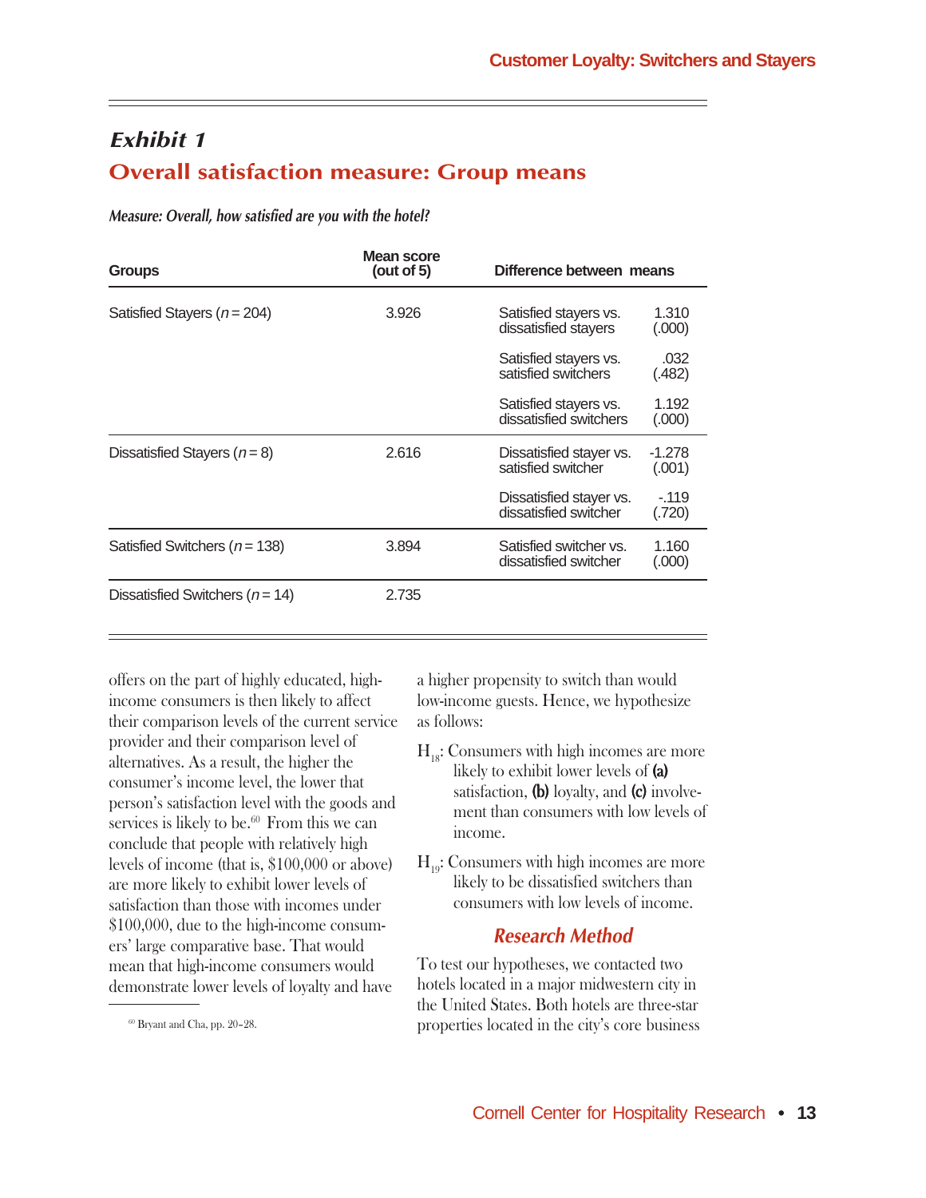## Exhibit 1

## Overall satisfaction measure: Group means

***Measure: Overall, how satisfied are you with the hotel?***

| Groups | Mean score (out of 5) | Difference between means | |
|---|---|---|---|
| Satisfied Stayers (*n* = 204) | 3.926 | Satisfied stayers vs. dissatisfied stayers | 1.310 (.000) |
| | | Satisfied stayers vs. satisfied switchers | .032 (.482) |
| | | Satisfied stayers vs. dissatisfied switchers | 1.192 (.000) |
| Dissatisfied Stayers (*n* = 8) | 2.616 | Dissatisfied stayer vs. satisfied switcher | -1.278 (.001) |
| | | Dissatisfied stayer vs. dissatisfied switcher | -.119 (.720) |
| Satisfied Switchers (*n* = 138) | 3.894 | Satisfied switcher vs. dissatisfied switcher | 1.160 (.000) |
| Dissatisfied Switchers (*n* = 14) | 2.735 | | |

offers on the part of highly educated, high-income consumers is then likely to affect their comparison levels of the current service provider and their comparison level of alternatives. As a result, the higher the consumer's income level, the lower that person's satisfaction level with the goods and services is likely to be.[60] From this we can conclude that people with relatively high levels of income (that is, $100,000 or above) are more likely to exhibit lower levels of satisfaction than those with incomes under $100,000, due to the high-income consumers' large comparative base. That would mean that high-income consumers would demonstrate lower levels of loyalty and have a higher propensity to switch than would low-income guests. Hence, we hypothesize as follows:

$H_{18}$: Consumers with high incomes are more likely to exhibit lower levels of **(a)** satisfaction, **(b)** loyalty, and **(c)** involvement than consumers with low levels of income.

$H_{19}$: Consumers with high incomes are more likely to be dissatisfied switchers than consumers with low levels of income.

### *Research Method*

To test our hypotheses, we contacted two hotels located in a major midwestern city in the United States. Both hotels are three-star properties located in the city's core business

[60] Bryant and Cha, pp. 20–28.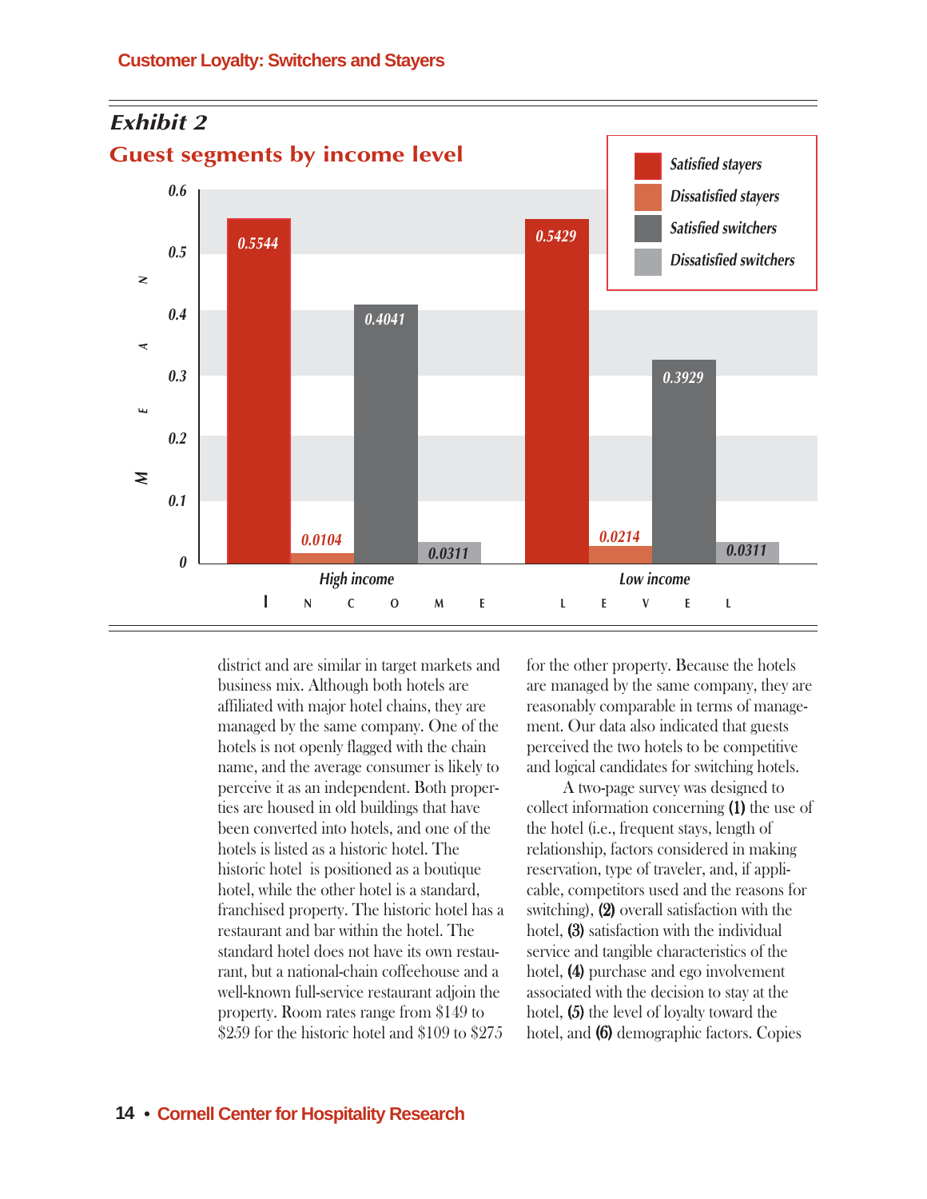## Exhibit 2

### Guest segments by income level

| Income level | Satisfied stayers | Dissatisfied stayers | Satisfied switchers | Dissatisfied switchers |
|---|---|---|---|---|
| High income | 0.5544 | 0.0104 | 0.4041 | 0.0311 |
| Low income | 0.5429 | 0.0214 | 0.3929 | 0.0311 |

district and are similar in target markets and business mix. Although both hotels are affiliated with major hotel chains, they are managed by the same company. One of the hotels is not openly flagged with the chain name, and the average consumer is likely to perceive it as an independent. Both properties are housed in old buildings that have been converted into hotels, and one of the hotels is listed as a historic hotel. The historic hotel is positioned as a boutique hotel, while the other hotel is a standard, franchised property. The historic hotel has a restaurant and bar within the hotel. The standard hotel does not have its own restaurant, but a national-chain coffeehouse and a well-known full-service restaurant adjoin the property. Room rates range from $149 to $259 for the historic hotel and $109 to $275 for the other property. Because the hotels are managed by the same company, they are reasonably comparable in terms of management. Our data also indicated that guests perceived the two hotels to be competitive and logical candidates for switching hotels.

A two-page survey was designed to collect information concerning **(1)** the use of the hotel (i.e., frequent stays, length of relationship, factors considered in making reservation, type of traveler, and, if applicable, competitors used and the reasons for switching), **(2)** overall satisfaction with the hotel, **(3)** satisfaction with the individual service and tangible characteristics of the hotel, **(4)** purchase and ego involvement associated with the decision to stay at the hotel, **(5)** the level of loyalty toward the hotel, and **(6)** demographic factors. Copies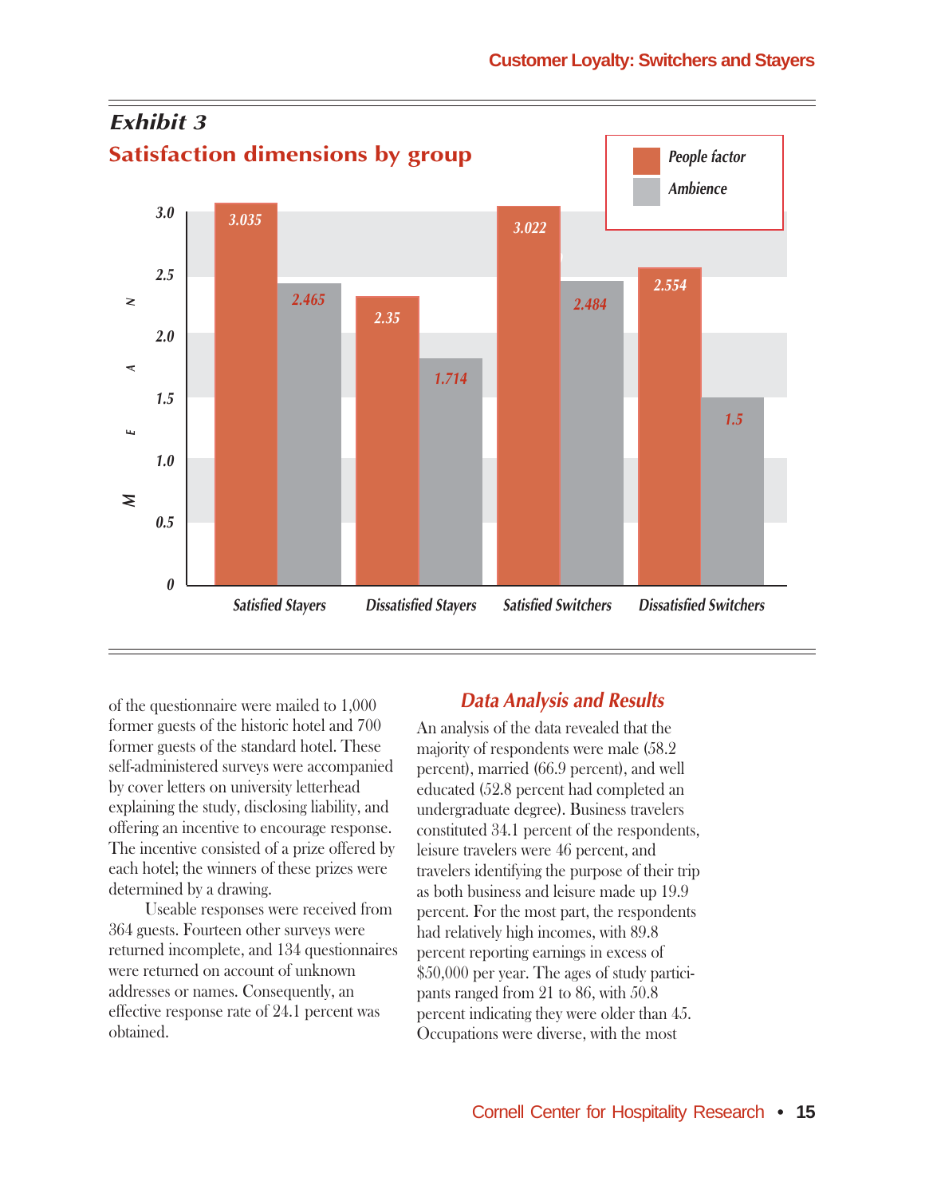## Exhibit 3

### Satisfaction dimensions by group

| Group | People factor | Ambience |
|---|---|---|
| Satisfied Stayers | 3.035 | 2.465 |
| Dissatisfied Stayers | 2.35 | 1.714 |
| Satisfied Switchers | 3.022 | 2.484 |
| Dissatisfied Switchers | 2.554 | 1.5 |

of the questionnaire were mailed to 1,000 former guests of the historic hotel and 700 former guests of the standard hotel. These self-administered surveys were accompanied by cover letters on university letterhead explaining the study, disclosing liability, and offering an incentive to encourage response. The incentive consisted of a prize offered by each hotel; the winners of these prizes were determined by a drawing.

Useable responses were received from 364 guests. Fourteen other surveys were returned incomplete, and 134 questionnaires were returned on account of unknown addresses or names. Consequently, an effective response rate of 24.1 percent was obtained.

## Data Analysis and Results

An analysis of the data revealed that the majority of respondents were male (58.2 percent), married (66.9 percent), and well educated (52.8 percent had completed an undergraduate degree). Business travelers constituted 34.1 percent of the respondents, leisure travelers were 46 percent, and travelers identifying the purpose of their trip as both business and leisure made up 19.9 percent. For the most part, the respondents had relatively high incomes, with 89.8 percent reporting earnings in excess of $50,000 per year. The ages of study participants ranged from 21 to 86, with 50.8 percent indicating they were older than 45. Occupations were diverse, with the most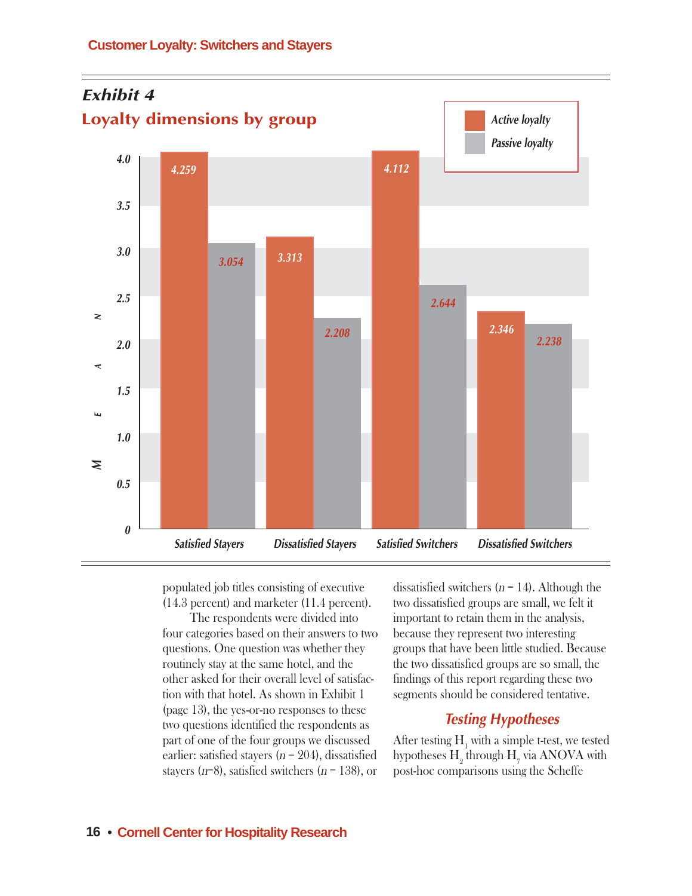## Exhibit 4

### Loyalty dimensions by group

| Group | Active loyalty | Passive loyalty |
| --- | --- | --- |
| Satisfied Stayers | 4.259 | 3.054 |
| Dissatisfied Stayers | 3.313 | 2.208 |
| Satisfied Switchers | 4.112 | 2.644 |
| Dissatisfied Switchers | 2.346 | 2.238 |

populated job titles consisting of executive (14.3 percent) and marketer (11.4 percent).

The respondents were divided into four categories based on their answers to two questions. One question was whether they routinely stay at the same hotel, and the other asked for their overall level of satisfaction with that hotel. As shown in Exhibit 1 (page 13), the yes-or-no responses to these two questions identified the respondents as part of one of the four groups we discussed earlier: satisfied stayers ($n$ = 204), dissatisfied stayers ($n$=8), satisfied switchers ($n$ = 138), or dissatisfied switchers ($n$ = 14). Although the two dissatisfied groups are small, we felt it important to retain them in the analysis, because they represent two interesting groups that have been little studied. Because the two dissatisfied groups are so small, the findings of this report regarding these two segments should be considered tentative.

### *Testing Hypotheses*

After testing $H_1$ with a simple t-test, we tested hypotheses $H_2$ through $H_7$ via ANOVA with post-hoc comparisons using the Scheffe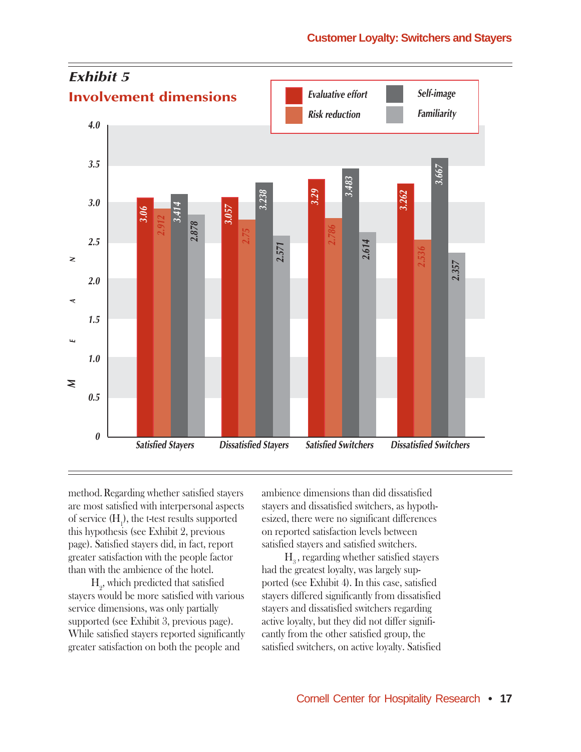## Exhibit 5

### Involvement dimensions

| | Evaluative effort | Risk reduction | Self-image | Familiarity |
|---|---|---|---|---|
| Satisfied Stayers | 3.06 | 2.912 | 3.414 | 2.878 |
| Dissatisfied Stayers | 3.057 | 2.75 | 3.238 | 2.571 |
| Satisfied Switchers | 3.29 | 2.786 | 3.483 | 2.614 |
| Dissatisfied Switchers | 3.262 | 2.536 | 3.667 | 2.357 |

method. Regarding whether satisfied stayers are most satisfied with interpersonal aspects of service ($H_1$), the t-test results supported this hypothesis (see Exhibit 2, previous page). Satisfied stayers did, in fact, report greater satisfaction with the people factor than with the ambience of the hotel.

$H_2$, which predicted that satisfied stayers would be more satisfied with various service dimensions, was only partially supported (see Exhibit 3, previous page). While satisfied stayers reported significantly greater satisfaction on both the people and ambience dimensions than did dissatisfied stayers and dissatisfied switchers, as hypothesized, there were no significant differences on reported satisfaction levels between satisfied stayers and satisfied switchers.

$H_3$, regarding whether satisfied stayers had the greatest loyalty, was largely supported (see Exhibit 4). In this case, satisfied stayers differed significantly from dissatisfied stayers and dissatisfied switchers regarding active loyalty, but they did not differ significantly from the other satisfied group, the satisfied switchers, on active loyalty. Satisfied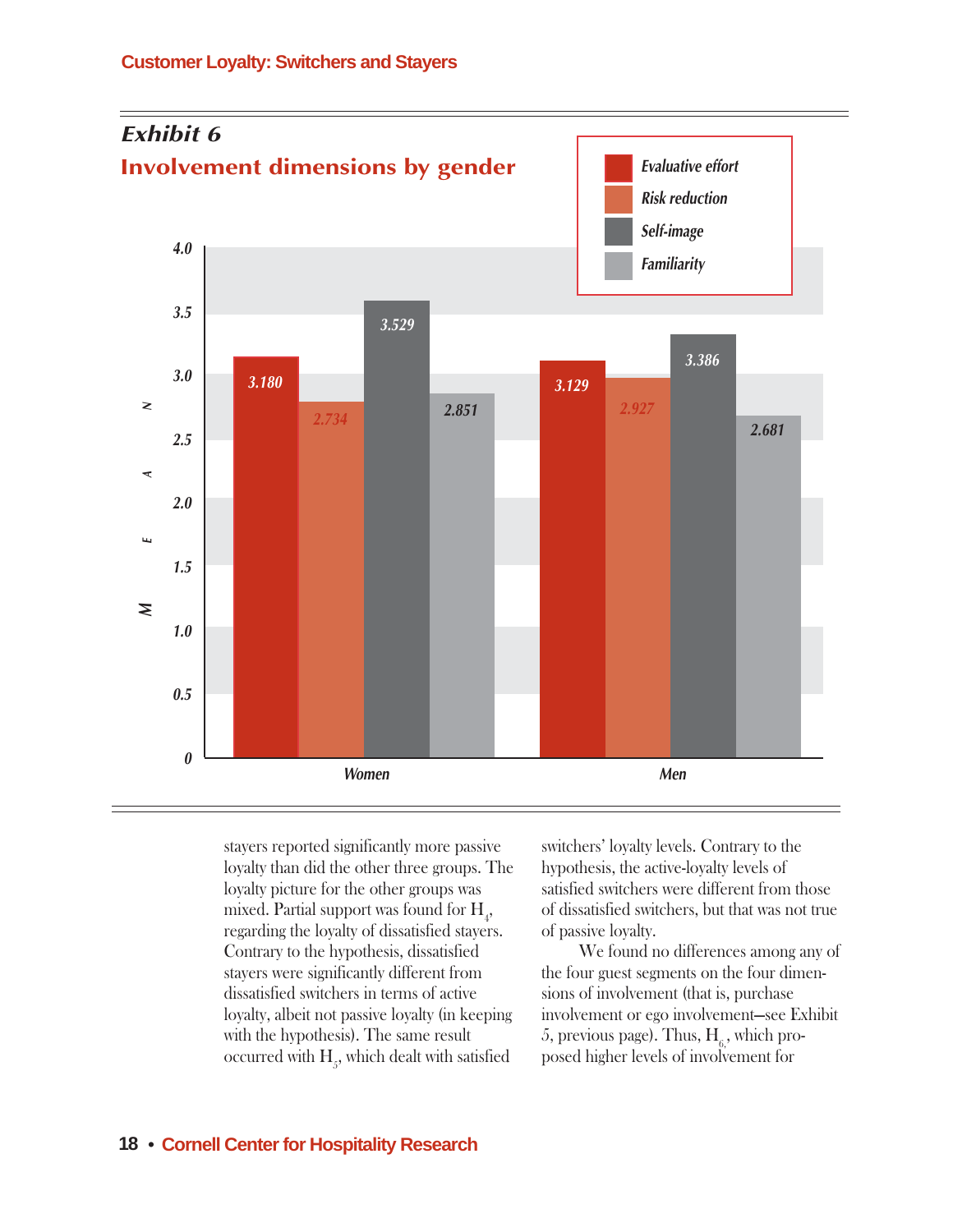## Exhibit 6

## Involvement dimensions by gender

| | Evaluative effort | Risk reduction | Self-image | Familiarity |
|---|---|---|---|---|
| Women | 3.180 | 2.734 | 3.529 | 2.851 |
| Men | 3.129 | 2.927 | 3.386 | 2.681 |

stayers reported significantly more passive loyalty than did the other three groups. The loyalty picture for the other groups was mixed. Partial support was found for $H_4$, regarding the loyalty of dissatisfied stayers. Contrary to the hypothesis, dissatisfied stayers were significantly different from dissatisfied switchers in terms of active loyalty, albeit not passive loyalty (in keeping with the hypothesis). The same result occurred with $H_5$, which dealt with satisfied switchers' loyalty levels. Contrary to the hypothesis, the active-loyalty levels of satisfied switchers were different from those of dissatisfied switchers, but that was not true of passive loyalty.

We found no differences among any of the four guest segments on the four dimensions of involvement (that is, purchase involvement or ego involvement—see Exhibit 5, previous page). Thus, $H_6$, which proposed higher levels of involvement for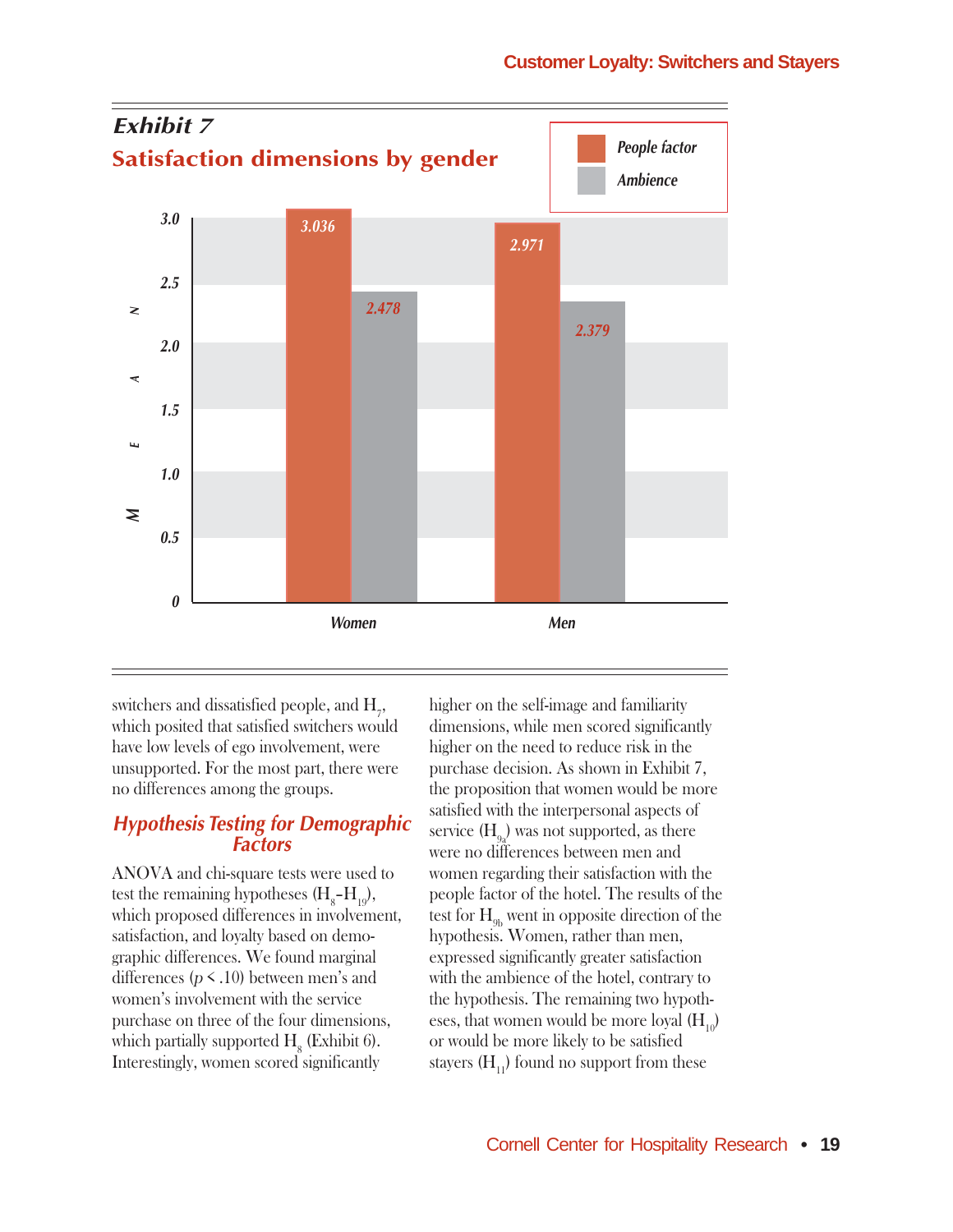## Exhibit 7

### Satisfaction dimensions by gender

| | People factor | Ambience |
|---|---|---|
| Women | 3.036 | 2.478 |
| Men | 2.971 | 2.379 |

switchers and dissatisfied people, and $H_7$, which posited that satisfied switchers would have low levels of ego involvement, were unsupported. For the most part, there were no differences among the groups.

### Hypothesis Testing for Demographic Factors

ANOVA and chi-square tests were used to test the remaining hypotheses ($H_8$–$H_{19}$), which proposed differences in involvement, satisfaction, and loyalty based on demographic differences. We found marginal differences ($p < .10$) between men's and women's involvement with the service purchase on three of the four dimensions, which partially supported $H_8$ (Exhibit 6). Interestingly, women scored significantly higher on the self-image and familiarity dimensions, while men scored significantly higher on the need to reduce risk in the purchase decision. As shown in Exhibit 7, the proposition that women would be more satisfied with the interpersonal aspects of service ($H_{9a}$) was not supported, as there were no differences between men and women regarding their satisfaction with the people factor of the hotel. The results of the test for $H_{9b}$ went in opposite direction of the hypothesis. Women, rather than men, expressed significantly greater satisfaction with the ambience of the hotel, contrary to the hypothesis. The remaining two hypotheses, that women would be more loyal ($H_{10}$) or would be more likely to be satisfied stayers ($H_{11}$) found no support from these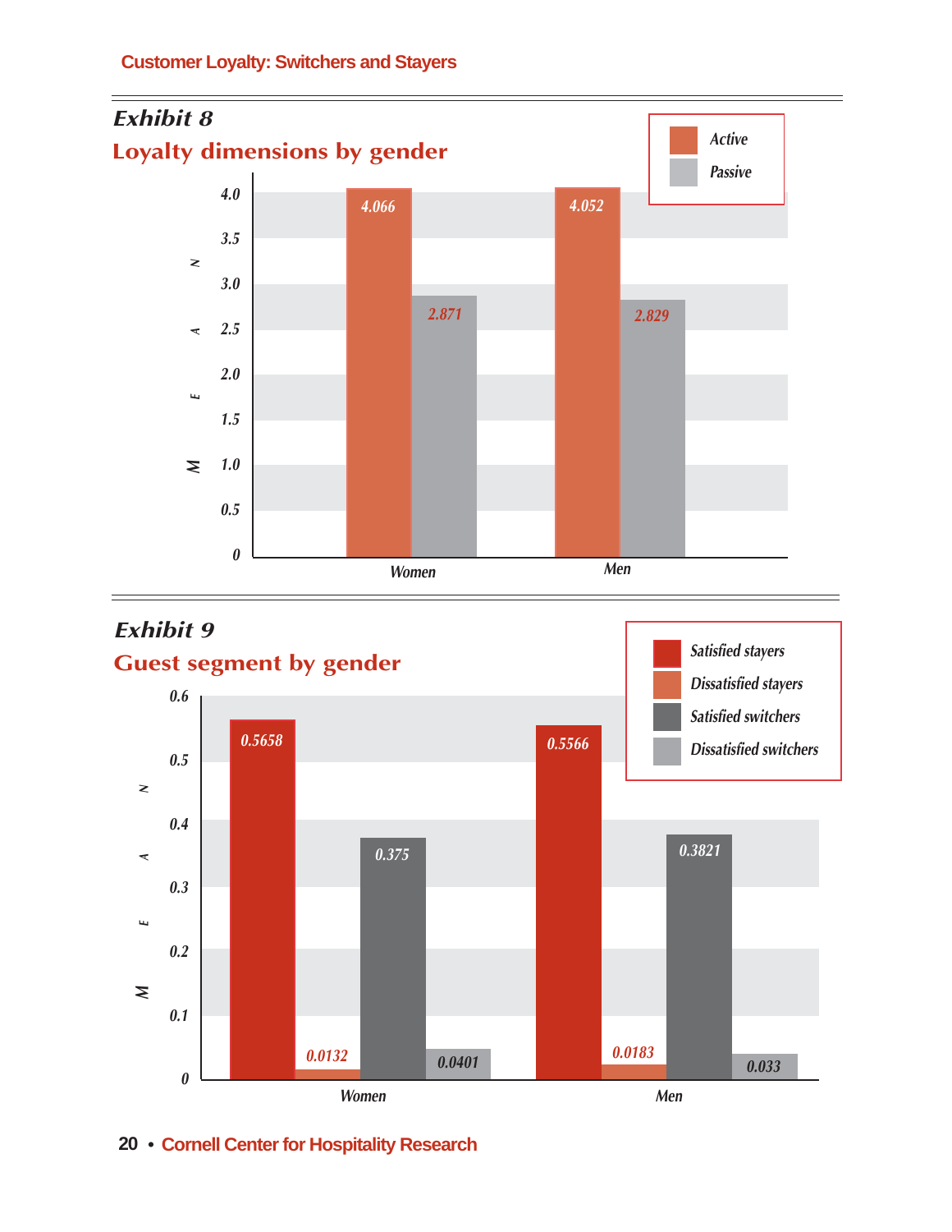### Exhibit 8

## Loyalty dimensions by gender

| | Active | Passive |
|---|---|---|
| Women | 4.066 | 2.871 |
| Men | 4.052 | 2.829 |

### Exhibit 9

## Guest segment by gender

| | Satisfied stayers | Dissatisfied stayers | Satisfied switchers | Dissatisfied switchers |
|---|---|---|---|---|
| Women | 0.5658 | 0.0132 | 0.375 | 0.0401 |
| Men | 0.5566 | 0.0183 | 0.3821 | 0.033 |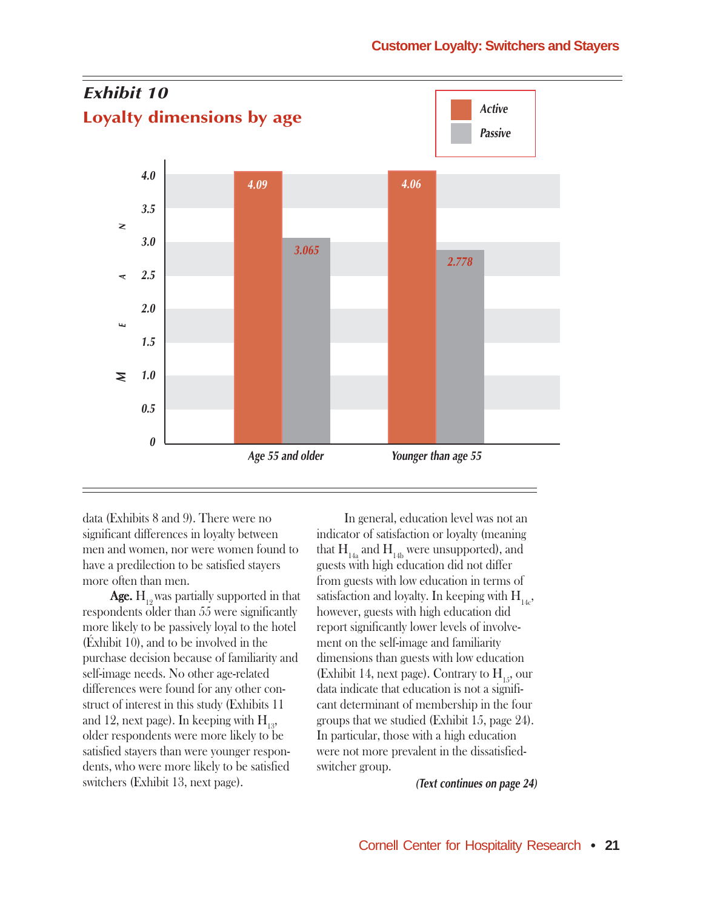## Exhibit 10

## Loyalty dimensions by age

| | Active | Passive |
|---|---|---|
| Age 55 and older | 4.09 | 3.065 |
| Younger than age 55 | 4.06 | 2.778 |

data (Exhibits 8 and 9). There were no significant differences in loyalty between men and women, nor were women found to have a predilection to be satisfied stayers more often than men.

**Age.** $H_{12}$ was partially supported in that respondents older than 55 were significantly more likely to be passively loyal to the hotel (Exhibit 10), and to be involved in the purchase decision because of familiarity and self-image needs. No other age-related differences were found for any other construct of interest in this study (Exhibits 11 and 12, next page). In keeping with $H_{13}$, older respondents were more likely to be satisfied stayers than were younger respondents, who were more likely to be satisfied switchers (Exhibit 13, next page).

In general, education level was not an indicator of satisfaction or loyalty (meaning that $H_{14a}$ and $H_{14b}$ were unsupported), and guests with high education did not differ from guests with low education in terms of satisfaction and loyalty. In keeping with $H_{14c}$, however, guests with high education did report significantly lower levels of involvement on the self-image and familiarity dimensions than guests with low education (Exhibit 14, next page). Contrary to $H_{15}$, our data indicate that education is not a significant determinant of membership in the four groups that we studied (Exhibit 15, page 24). In particular, those with a high education were not more prevalent in the dissatisfied-switcher group.

*(Text continues on page 24)*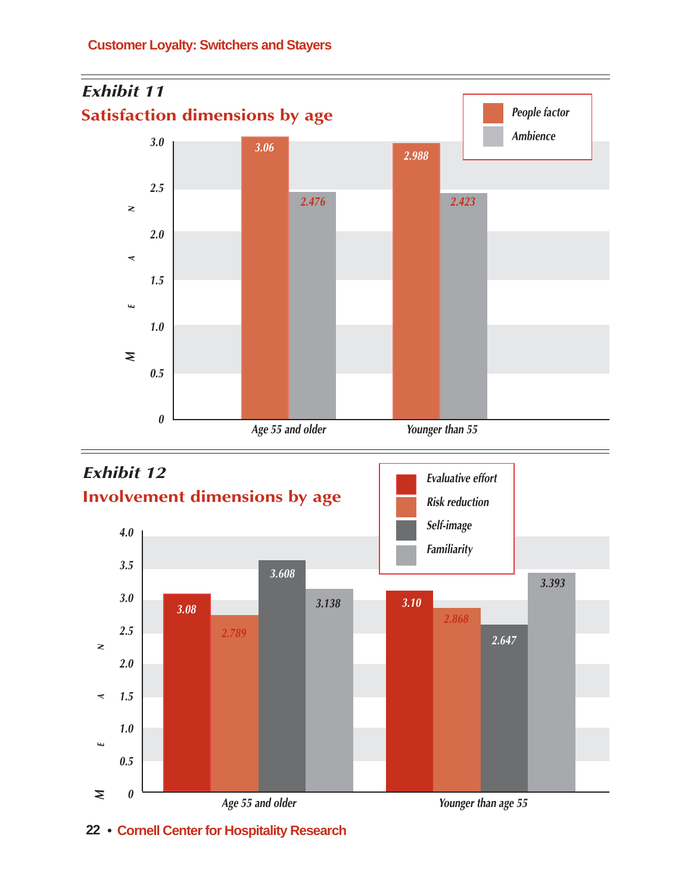## Exhibit 11

### Satisfaction dimensions by age

| MEAN | People factor | Ambience |
|---|---|---|
| Age 55 and older | 3.06 | 2.476 |
| Younger than 55 | 2.988 | 2.423 |

## Exhibit 12

### Involvement dimensions by age

| MEAN | Evaluative effort | Risk reduction | Self-image | Familiarity |
|---|---|---|---|---|
| Age 55 and older | 3.08 | 2.789 | 3.608 | 3.138 |
| Younger than age 55 | 3.10 | 2.868 | 2.647 | 3.393 |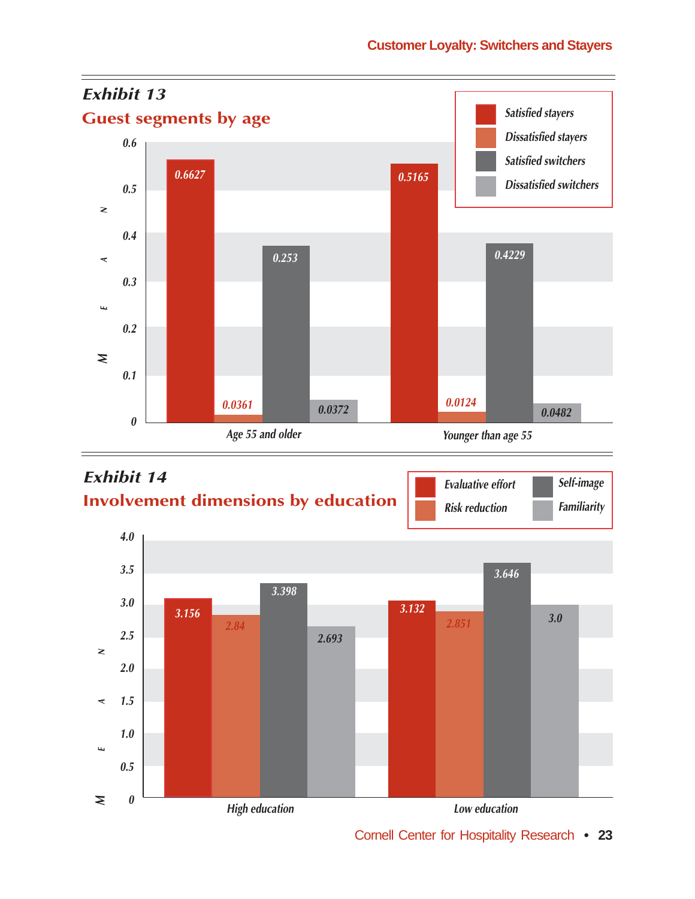## Exhibit 13

### Guest segments by age

| MEAN | Satisfied stayers | Dissatisfied stayers | Satisfied switchers | Dissatisfied switchers |
|---|---|---|---|---|
| Age 55 and older | 0.6627 | 0.0361 | 0.253 | 0.0372 |
| Younger than age 55 | 0.5165 | 0.0124 | 0.4229 | 0.0482 |

## Exhibit 14

### Involvement dimensions by education

| MEAN | Evaluative effort | Risk reduction | Self-image | Familiarity |
|---|---|---|---|---|
| High education | 3.156 | 2.84 | 3.398 | 2.693 |
| Low education | 3.132 | 2.851 | 3.646 | 3.0 |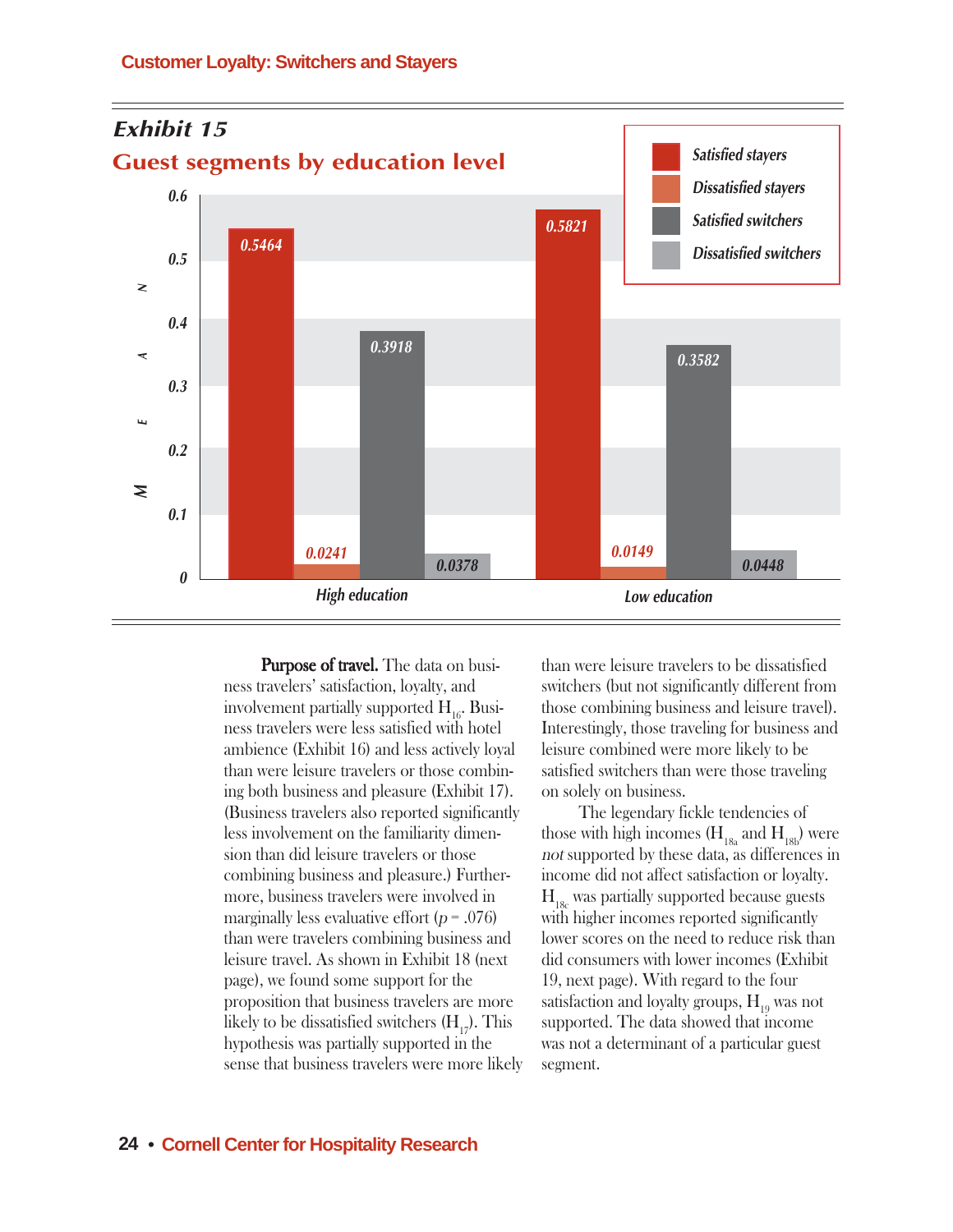## Exhibit 15

### Guest segments by education level

| | Satisfied stayers | Dissatisfied stayers | Satisfied switchers | Dissatisfied switchers |
|---|---|---|---|---|
| High education | 0.5464 | 0.0241 | 0.3918 | 0.0378 |
| Low education | 0.5821 | 0.0149 | 0.3582 | 0.0448 |

**Purpose of travel.** The data on business travelers' satisfaction, loyalty, and involvement partially supported $H_{16}$. Business travelers were less satisfied with hotel ambience (Exhibit 16) and less actively loyal than were leisure travelers or those combining both business and pleasure (Exhibit 17). (Business travelers also reported significantly less involvement on the familiarity dimension than did leisure travelers or those combining business and pleasure.) Furthermore, business travelers were involved in marginally less evaluative effort ($p = .076$) than were travelers combining business and leisure travel. As shown in Exhibit 18 (next page), we found some support for the proposition that business travelers are more likely to be dissatisfied switchers ($H_{17}$). This hypothesis was partially supported in the sense that business travelers were more likely than were leisure travelers to be dissatisfied switchers (but not significantly different from those combining business and leisure travel). Interestingly, those traveling for business and leisure combined were more likely to be satisfied switchers than were those traveling on solely on business.

The legendary fickle tendencies of those with high incomes ($H_{18a}$ and $H_{18b}$) were *not* supported by these data, as differences in income did not affect satisfaction or loyalty. $H_{18c}$ was partially supported because guests with higher incomes reported significantly lower scores on the need to reduce risk than did consumers with lower incomes (Exhibit 19, next page). With regard to the four satisfaction and loyalty groups, $H_{19}$ was not supported. The data showed that income was not a determinant of a particular guest segment.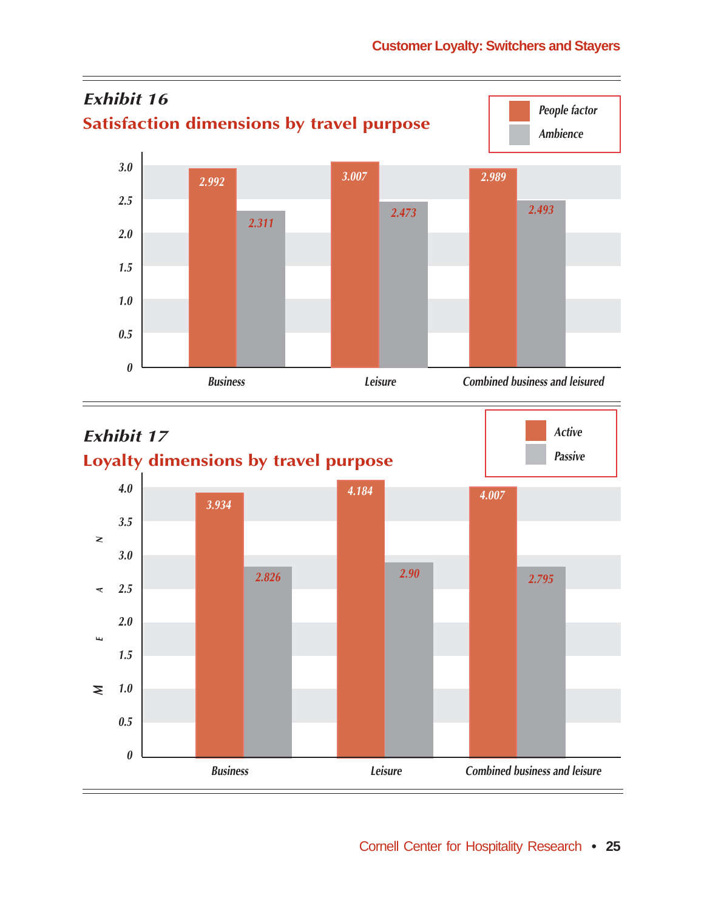## Exhibit 16

### Satisfaction dimensions by travel purpose

| | People factor | Ambience |
|---|---|---|
| Business | 2.992 | 2.311 |
| Leisure | 3.007 | 2.473 |
| Combined business and leisured | 2.989 | 2.493 |

## Exhibit 17

### Loyalty dimensions by travel purpose

| MEAN | Active | Passive |
|---|---|---|
| Business | 3.934 | 2.826 |
| Leisure | 4.184 | 2.90 |
| Combined business and leisure | 4.007 | 2.795 |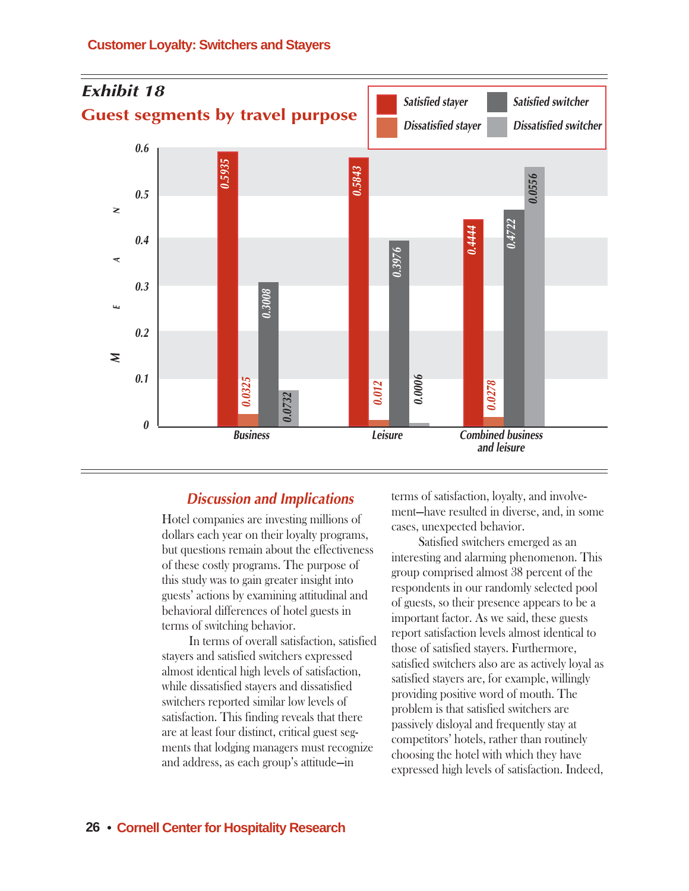## Exhibit 18

### Guest segments by travel purpose

| | Satisfied stayer | Dissatisfied stayer | Satisfied switcher | Dissatisfied switcher |
|---|---|---|---|---|
| Business | 0.5935 | 0.0325 | 0.3008 | 0.0732 |
| Leisure | 0.5843 | 0.012 | 0.3976 | 0.0006 |
| Combined business and leisure | 0.4444 | 0.0278 | 0.4722 | 0.0556 |

## Discussion and Implications

Hotel companies are investing millions of dollars each year on their loyalty programs, but questions remain about the effectiveness of these costly programs. The purpose of this study was to gain greater insight into guests' actions by examining attitudinal and behavioral differences of hotel guests in terms of switching behavior.

In terms of overall satisfaction, satisfied stayers and satisfied switchers expressed almost identical high levels of satisfaction, while dissatisfied stayers and dissatisfied switchers reported similar low levels of satisfaction. This finding reveals that there are at least four distinct, critical guest segments that lodging managers must recognize and address, as each group's attitude—in terms of satisfaction, loyalty, and involvement—have resulted in diverse, and, in some cases, unexpected behavior.

Satisfied switchers emerged as an interesting and alarming phenomenon. This group comprised almost 38 percent of the respondents in our randomly selected pool of guests, so their presence appears to be a important factor. As we said, these guests report satisfaction levels almost identical to those of satisfied stayers. Furthermore, satisfied switchers also are as actively loyal as satisfied stayers are, for example, willingly providing positive word of mouth. The problem is that satisfied switchers are passively disloyal and frequently stay at competitors' hotels, rather than routinely choosing the hotel with which they have expressed high levels of satisfaction. Indeed,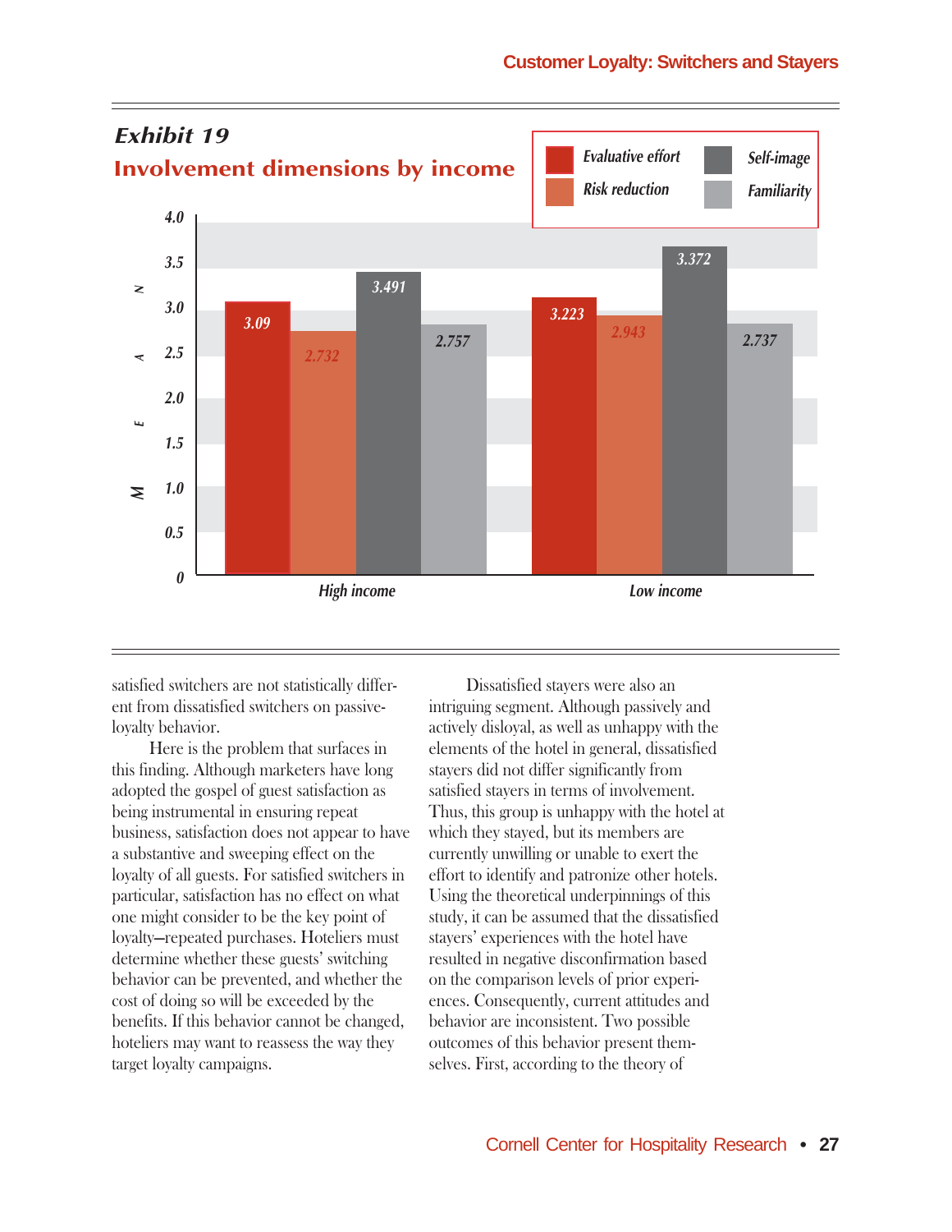## Exhibit 19

### Involvement dimensions by income

| | Evaluative effort | Risk reduction | Self-image | Familiarity |
|---|---|---|---|---|
| High income | 3.09 | 2.732 | 3.491 | 2.757 |
| Low income | 3.223 | 2.943 | 3.372 | 2.737 |

satisfied switchers are not statistically different from dissatisfied switchers on passive-loyalty behavior.

Here is the problem that surfaces in this finding. Although marketers have long adopted the gospel of guest satisfaction as being instrumental in ensuring repeat business, satisfaction does not appear to have a substantive and sweeping effect on the loyalty of all guests. For satisfied switchers in particular, satisfaction has no effect on what one might consider to be the key point of loyalty—repeated purchases. Hoteliers must determine whether these guests' switching behavior can be prevented, and whether the cost of doing so will be exceeded by the benefits. If this behavior cannot be changed, hoteliers may want to reassess the way they target loyalty campaigns.

Dissatisfied stayers were also an intriguing segment. Although passively and actively disloyal, as well as unhappy with the elements of the hotel in general, dissatisfied stayers did not differ significantly from satisfied stayers in terms of involvement. Thus, this group is unhappy with the hotel at which they stayed, but its members are currently unwilling or unable to exert the effort to identify and patronize other hotels. Using the theoretical underpinnings of this study, it can be assumed that the dissatisfied stayers' experiences with the hotel have resulted in negative disconfirmation based on the comparison levels of prior experiences. Consequently, current attitudes and behavior are inconsistent. Two possible outcomes of this behavior present themselves. First, according to the theory of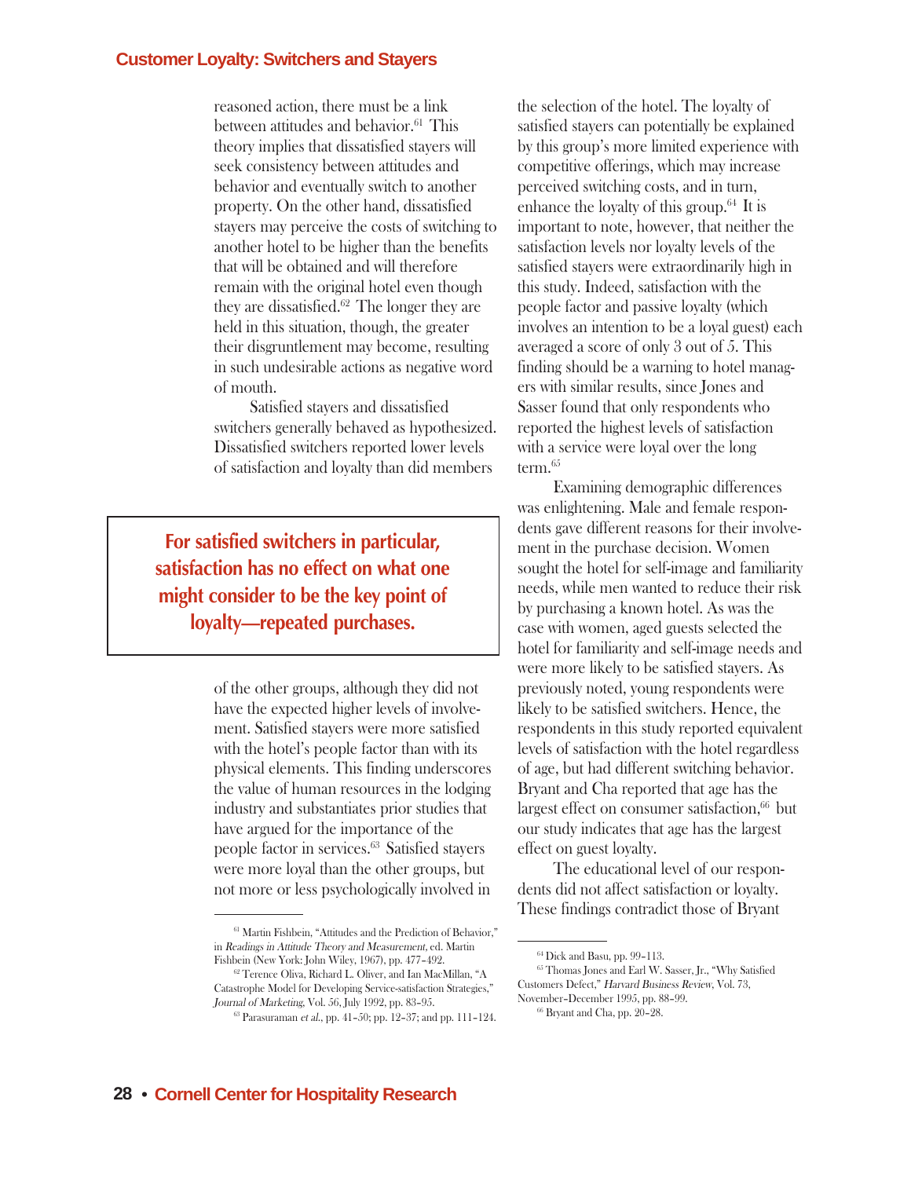reasoned action, there must be a link between attitudes and behavior.[61] This theory implies that dissatisfied stayers will seek consistency between attitudes and behavior and eventually switch to another property. On the other hand, dissatisfied stayers may perceive the costs of switching to another hotel to be higher than the benefits that will be obtained and will therefore remain with the original hotel even though they are dissatisfied.[62] The longer they are held in this situation, though, the greater their disgruntlement may become, resulting in such undesirable actions as negative word of mouth.

Satisfied stayers and dissatisfied switchers generally behaved as hypothesized. Dissatisfied switchers reported lower levels of satisfaction and loyalty than did members of the other groups, although they did not have the expected higher levels of involvement. Satisfied stayers were more satisfied with the hotel's people factor than with its physical elements. This finding underscores the value of human resources in the lodging industry and substantiates prior studies that have argued for the importance of the people factor in services.[63] Satisfied stayers were more loyal than the other groups, but not more or less psychologically involved in the selection of the hotel. The loyalty of satisfied stayers can potentially be explained by this group's more limited experience with competitive offerings, which may increase perceived switching costs, and in turn, enhance the loyalty of this group.[64] It is important to note, however, that neither the satisfaction levels nor loyalty levels of the satisfied stayers were extraordinarily high in this study. Indeed, satisfaction with the people factor and passive loyalty (which involves an intention to be a loyal guest) each averaged a score of only 3 out of 5. This finding should be a warning to hotel managers with similar results, since Jones and Sasser found that only respondents who reported the highest levels of satisfaction with a service were loyal over the long term.[65]

**For satisfied switchers in particular, satisfaction has no effect on what one might consider to be the key point of loyalty—repeated purchases.**

Examining demographic differences was enlightening. Male and female respondents gave different reasons for their involvement in the purchase decision. Women sought the hotel for self-image and familiarity needs, while men wanted to reduce their risk by purchasing a known hotel. As was the case with women, aged guests selected the hotel for familiarity and self-image needs and were more likely to be satisfied stayers. As previously noted, young respondents were likely to be satisfied switchers. Hence, the respondents in this study reported equivalent levels of satisfaction with the hotel regardless of age, but had different switching behavior. Bryant and Cha reported that age has the largest effect on consumer satisfaction,[66] but our study indicates that age has the largest effect on guest loyalty.

The educational level of our respondents did not affect satisfaction or loyalty. These findings contradict those of Bryant

---

[61] Martin Fishbein, "Attitudes and the Prediction of Behavior," in *Readings in Attitude Theory and Measurement*, ed. Martin Fishbein (New York: John Wiley, 1967), pp. 477–492.

[62] Terence Oliva, Richard L. Oliver, and Ian MacMillan, "A Catastrophe Model for Developing Service-satisfaction Strategies," *Journal of Marketing*, Vol. 56, July 1992, pp. 83–95.

[63] Parasuraman *et al.*, pp. 41–50; pp. 12–37; and pp. 111–124.

[64] Dick and Basu, pp. 99–113.

[65] Thomas Jones and Earl W. Sasser, Jr., "Why Satisfied Customers Defect," *Harvard Business Review*, Vol. 73, November–December 1995, pp. 88–99.

[66] Bryant and Cha, pp. 20–28.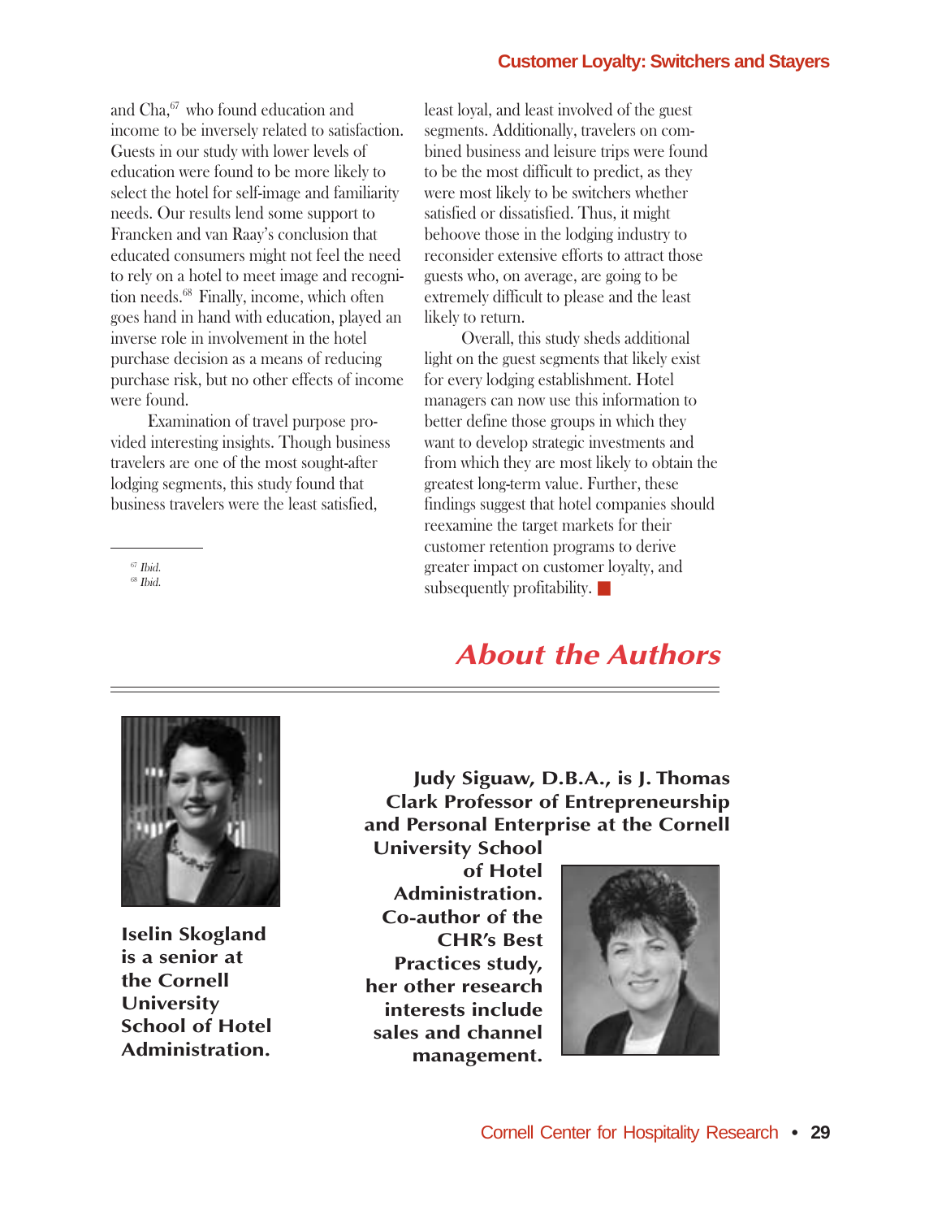and Cha,[67] who found education and income to be inversely related to satisfaction. Guests in our study with lower levels of education were found to be more likely to select the hotel for self-image and familiarity needs. Our results lend some support to Francken and van Raay's conclusion that educated consumers might not feel the need to rely on a hotel to meet image and recognition needs.[68] Finally, income, which often goes hand in hand with education, played an inverse role in involvement in the hotel purchase decision as a means of reducing purchase risk, but no other effects of income were found.

Examination of travel purpose provided interesting insights. Though business travelers are one of the most sought-after lodging segments, this study found that business travelers were the least satisfied, least loyal, and least involved of the guest segments. Additionally, travelers on combined business and leisure trips were found to be the most difficult to predict, as they were most likely to be switchers whether satisfied or dissatisfied. Thus, it might behoove those in the lodging industry to reconsider extensive efforts to attract those guests who, on average, are going to be extremely difficult to please and the least likely to return.

Overall, this study sheds additional light on the guest segments that likely exist for every lodging establishment. Hotel managers can now use this information to better define those groups in which they want to develop strategic investments and from which they are most likely to obtain the greatest long-term value. Further, these findings suggest that hotel companies should reexamine the target markets for their customer retention programs to derive greater impact on customer loyalty, and subsequently profitability.

[67] *Ibid.*
[68] *Ibid.*

## About the Authors

**Iselin Skogland is a senior at the Cornell University School of Hotel Administration.**

**Judy Siguaw, D.B.A., is J. Thomas Clark Professor of Entrepreneurship and Personal Enterprise at the Cornell University School of Hotel Administration. Co-author of the CHR's Best Practices study, her other research interests include sales and channel management.**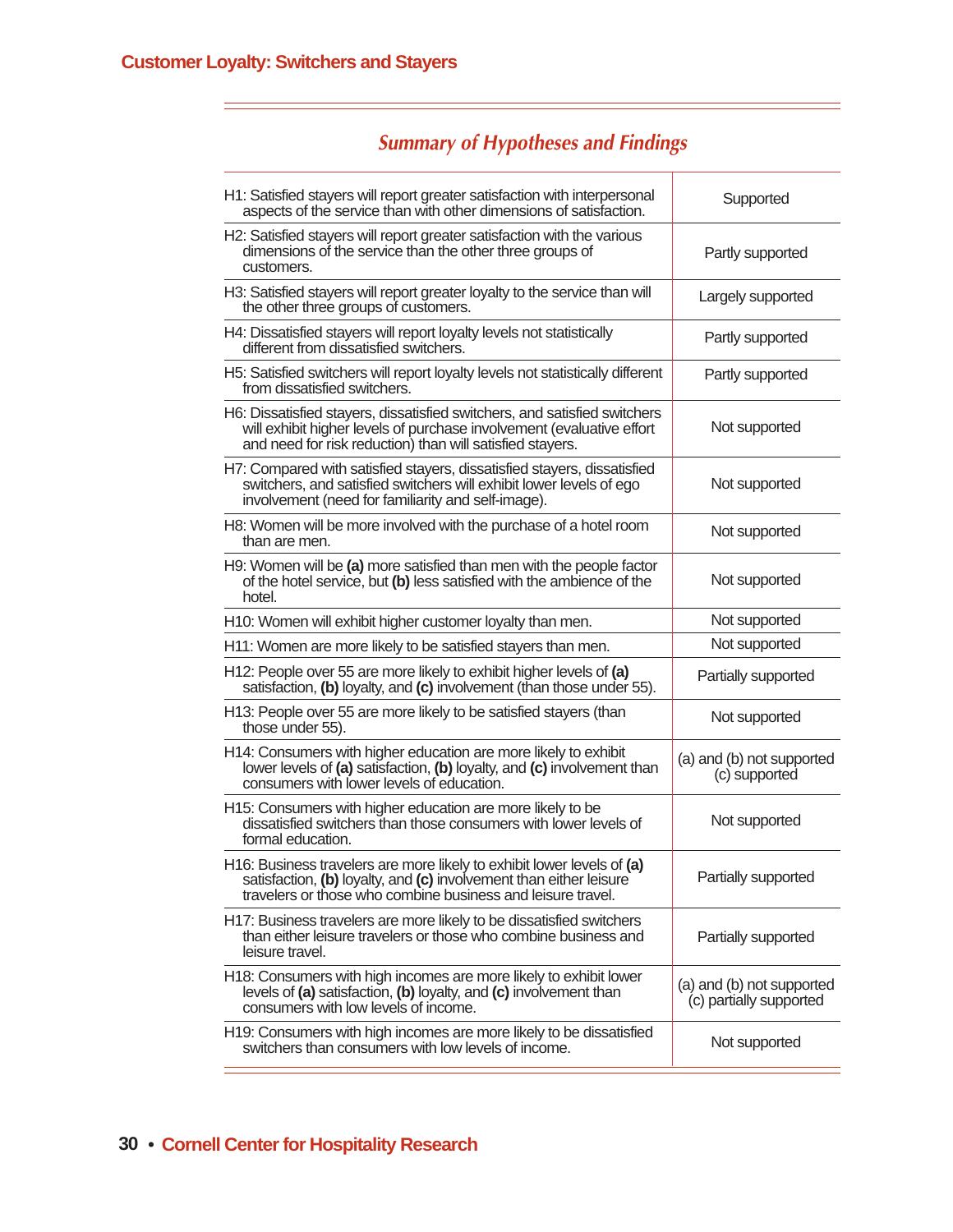## *Summary of Hypotheses and Findings*

| Hypothesis | Finding |
|---|---|
| H1: Satisfied stayers will report greater satisfaction with interpersonal aspects of the service than with other dimensions of satisfaction. | Supported |
| H2: Satisfied stayers will report greater satisfaction with the various dimensions of the service than the other three groups of customers. | Partly supported |
| H3: Satisfied stayers will report greater loyalty to the service than will the other three groups of customers. | Largely supported |
| H4: Dissatisfied stayers will report loyalty levels not statistically different from dissatisfied switchers. | Partly supported |
| H5: Satisfied switchers will report loyalty levels not statistically different from dissatisfied switchers. | Partly supported |
| H6: Dissatisfied stayers, dissatisfied switchers, and satisfied switchers will exhibit higher levels of purchase involvement (evaluative effort and need for risk reduction) than will satisfied stayers. | Not supported |
| H7: Compared with satisfied stayers, dissatisfied stayers, dissatisfied switchers, and satisfied switchers will exhibit lower levels of ego involvement (need for familiarity and self-image). | Not supported |
| H8: Women will be more involved with the purchase of a hotel room than are men. | Not supported |
| H9: Women will be **(a)** more satisfied than men with the people factor of the hotel service, but **(b)** less satisfied with the ambience of the hotel. | Not supported |
| H10: Women will exhibit higher customer loyalty than men. | Not supported |
| H11: Women are more likely to be satisfied stayers than men. | Not supported |
| H12: People over 55 are more likely to exhibit higher levels of **(a)** satisfaction, **(b)** loyalty, and **(c)** involvement (than those under 55). | Partially supported |
| H13: People over 55 are more likely to be satisfied stayers (than those under 55). | Not supported |
| H14: Consumers with higher education are more likely to exhibit lower levels of **(a)** satisfaction, **(b)** loyalty, and **(c)** involvement than consumers with lower levels of education. | (a) and (b) not supported<br>(c) supported |
| H15: Consumers with higher education are more likely to be dissatisfied switchers than those consumers with lower levels of formal education. | Not supported |
| H16: Business travelers are more likely to exhibit lower levels of **(a)** satisfaction, **(b)** loyalty, and **(c)** involvement than either leisure travelers or those who combine business and leisure travel. | Partially supported |
| H17: Business travelers are more likely to be dissatisfied switchers than either leisure travelers or those who combine business and leisure travel. | Partially supported |
| H18: Consumers with high incomes are more likely to exhibit lower levels of **(a)** satisfaction, **(b)** loyalty, and **(c)** involvement than consumers with low levels of income. | (a) and (b) not supported<br>(c) partially supported |
| H19: Consumers with high incomes are more likely to be dissatisfied switchers than consumers with low levels of income. | Not supported |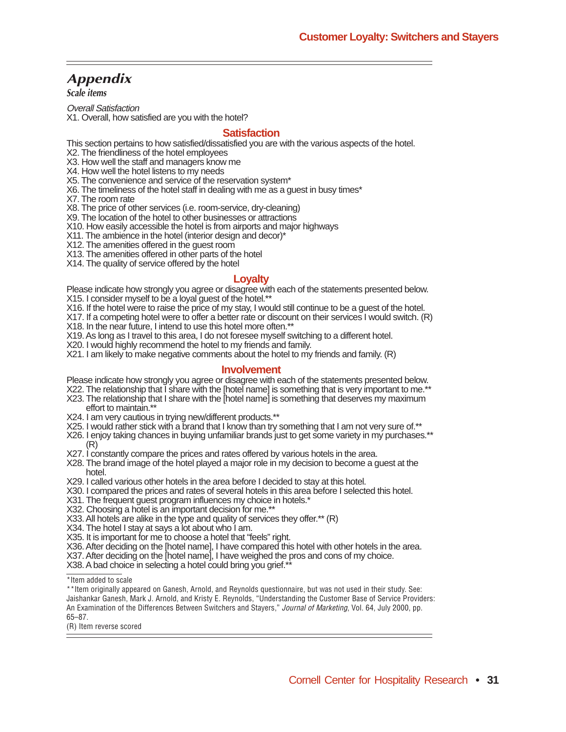## Appendix

### Scale items

*Overall Satisfaction*

X1. Overall, how satisfied are you with the hotel?

### Satisfaction

This section pertains to how satisfied/dissatisfied you are with the various aspects of the hotel.

X2. The friendliness of the hotel employees
X3. How well the staff and managers know me
X4. How well the hotel listens to my needs
X5. The convenience and service of the reservation system*
X6. The timeliness of the hotel staff in dealing with me as a guest in busy times*
X7. The room rate
X8. The price of other services (i.e. room-service, dry-cleaning)
X9. The location of the hotel to other businesses or attractions
X10. How easily accessible the hotel is from airports and major highways
X11. The ambience in the hotel (interior design and decor)*
X12. The amenities offered in the guest room
X13. The amenities offered in other parts of the hotel
X14. The quality of service offered by the hotel

### Loyalty

Please indicate how strongly you agree or disagree with each of the statements presented below.

X15. I consider myself to be a loyal guest of the hotel.**
X16. If the hotel were to raise the price of my stay, I would still continue to be a guest of the hotel.
X17. If a competing hotel were to offer a better rate or discount on their services I would switch. (R)
X18. In the near future, I intend to use this hotel more often.**
X19. As long as I travel to this area, I do not foresee myself switching to a different hotel.
X20. I would highly recommend the hotel to my friends and family.
X21. I am likely to make negative comments about the hotel to my friends and family. (R)

### Involvement

Please indicate how strongly you agree or disagree with each of the statements presented below.

X22. The relationship that I share with the [hotel name] is something that is very important to me.**
X23. The relationship that I share with the [hotel name] is something that deserves my maximum effort to maintain.**
X24. I am very cautious in trying new/different products.**
X25. I would rather stick with a brand that I know than try something that I am not very sure of.**
X26. I enjoy taking chances in buying unfamiliar brands just to get some variety in my purchases.** (R)
X27. I constantly compare the prices and rates offered by various hotels in the area.
X28. The brand image of the hotel played a major role in my decision to become a guest at the hotel.
X29. I called various other hotels in the area before I decided to stay at this hotel.
X30. I compared the prices and rates of several hotels in this area before I selected this hotel.
X31. The frequent guest program influences my choice in hotels.*
X32. Choosing a hotel is an important decision for me.**
X33. All hotels are alike in the type and quality of services they offer.** (R)
X34. The hotel I stay at says a lot about who I am.
X35. It is important for me to choose a hotel that "feels" right.
X36. After deciding on the [hotel name], I have compared this hotel with other hotels in the area.
X37. After deciding on the [hotel name], I have weighed the pros and cons of my choice.
X38. A bad choice in selecting a hotel could bring you grief.**

---

*Item added to scale

**Item originally appeared on Ganesh, Arnold, and Reynolds questionnaire, but was not used in their study. See: Jaishankar Ganesh, Mark J. Arnold, and Kristy E. Reynolds, "Understanding the Customer Base of Service Providers: An Examination of the Differences Between Switchers and Stayers," *Journal of Marketing*, Vol. 64, July 2000, pp. 65–87.

(R) Item reverse scored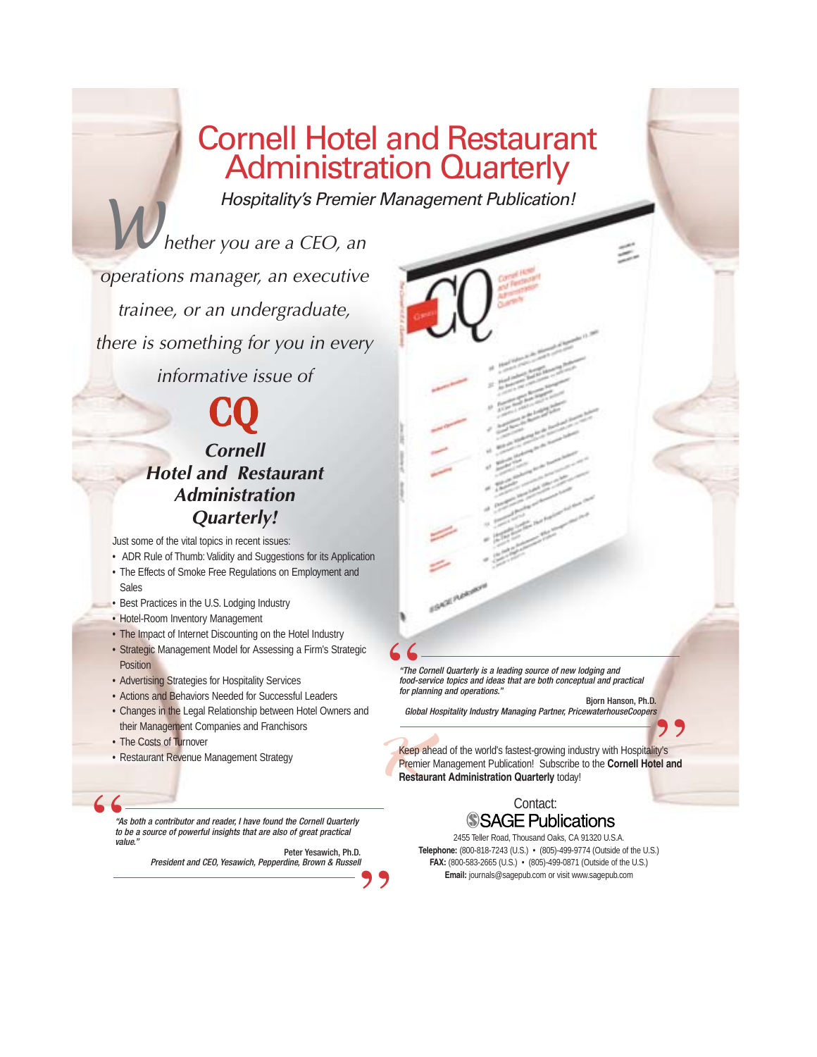# Cornell Hotel and Restaurant Administration Quarterly

*Hospitality's Premier Management Publication!*

*Whether you are a CEO, an operations manager, an executive trainee, or an undergraduate, there is something for you in every informative issue of*

**CQ**

***Cornell Hotel and Restaurant Administration Quarterly!***

Just some of the vital topics in recent issues:

- ADR Rule of Thumb: Validity and Suggestions for its Application
- The Effects of Smoke Free Regulations on Employment and Sales
- Best Practices in the U.S. Lodging Industry
- Hotel-Room Inventory Management
- The Impact of Internet Discounting on the Hotel Industry
- Strategic Management Model for Assessing a Firm's Strategic Position
- Advertising Strategies for Hospitality Services
- Actions and Behaviors Needed for Successful Leaders
- Changes in the Legal Relationship between Hotel Owners and their Management Companies and Franchisors
- The Costs of Turnover
- Restaurant Revenue Management Strategy

*"As both a contributor and reader, I have found the Cornell Quarterly to be a source of powerful insights that are also of great practical value."*

Peter Yesawich, Ph.D.
*President and CEO, Yesawich, Pepperdine, Brown & Russell*

*"The Cornell Quarterly is a leading source of new lodging and food-service topics and ideas that are both conceptual and practical for planning and operations."*

Bjorn Hanson, Ph.D.
*Global Hospitality Industry Managing Partner, PricewaterhouseCoopers*

Keep ahead of the world's fastest-growing industry with Hospitality's Premier Management Publication! Subscribe to the **Cornell Hotel and Restaurant Administration Quarterly** today!

Contact:
**SAGE Publications**

2455 Teller Road, Thousand Oaks, CA 91320 U.S.A.
**Telephone:** (800-818-7243 (U.S.) • (805)-499-9774 (Outside of the U.S.)
**FAX:** (800-583-2665 (U.S.) • (805)-499-0871 (Outside of the U.S.)
**Email:** journals@sagepub.com or visit www.sagepub.com